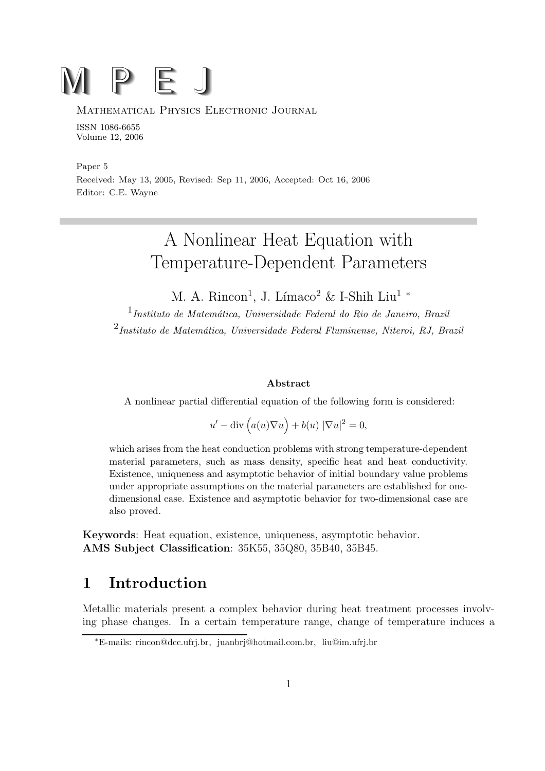# M P E J

Mathematical Physics Electronic Journal

ISSN 1086-6655
Volume 12, 2006

Paper 5
Received: May 13, 2005, Revised: Sep 11, 2006, Accepted: Oct 16, 2006
Editor: C.E. Wayne

# A Nonlinear Heat Equation with Temperature-Dependent Parameters

M. A. Rincon[1], J. Límaco[2] & I-Shih Liu[1] *

[1] *Instituto de Matemática, Universidade Federal do Rio de Janeiro, Brazil*

[2] *Instituto de Matemática, Universidade Federal Fluminense, Niteroi, RJ, Brazil*

### Abstract

A nonlinear partial differential equation of the following form is considered:

$$u' - \operatorname{div}\Big(a(u)\nabla u\Big) + b(u)\,|\nabla u|^2 = 0,$$

which arises from the heat conduction problems with strong temperature-dependent material parameters, such as mass density, specific heat and heat conductivity. Existence, uniqueness and asymptotic behavior of initial boundary value problems under appropriate assumptions on the material parameters are established for one-dimensional case. Existence and asymptotic behavior for two-dimensional case are also proved.

**Keywords**: Heat equation, existence, uniqueness, asymptotic behavior.
**AMS Subject Classification**: 35K55, 35Q80, 35B40, 35B45.

## 1 Introduction

Metallic materials present a complex behavior during heat treatment processes involving phase changes. In a certain temperature range, change of temperature induces a

*E-mails: rincon@dcc.ufrj.br, juanbrj@hotmail.com.br, liu@im.ufrj.br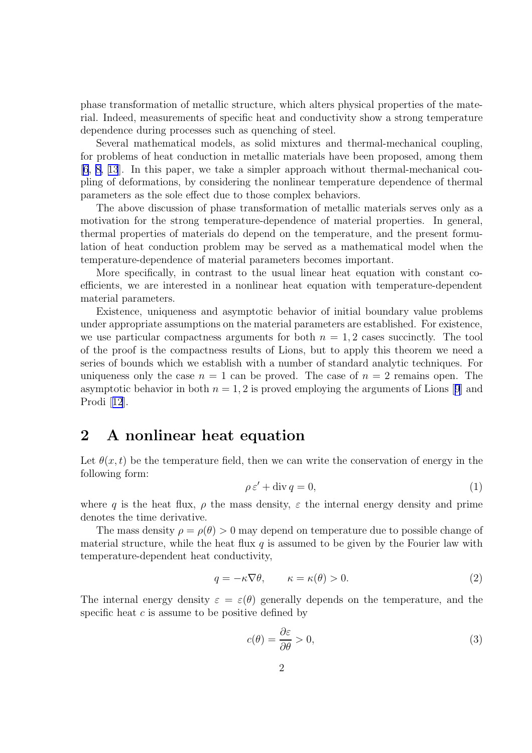phase transformation of metallic structure, which alters physical properties of the material. Indeed, measurements of specific heat and conductivity show a strong temperature dependence during processes such as quenching of steel.

Several mathematical models, as solid mixtures and thermal-mechanical coupling, for problems of heat conduction in metallic materials have been proposed, among them [6, 8, 13]. In this paper, we take a simpler approach without thermal-mechanical coupling of deformations, by considering the nonlinear temperature dependence of thermal parameters as the sole effect due to those complex behaviors.

The above discussion of phase transformation of metallic materials serves only as a motivation for the strong temperature-dependence of material properties. In general, thermal properties of materials do depend on the temperature, and the present formulation of heat conduction problem may be served as a mathematical model when the temperature-dependence of material parameters becomes important.

More specifically, in contrast to the usual linear heat equation with constant coefficients, we are interested in a nonlinear heat equation with temperature-dependent material parameters.

Existence, uniqueness and asymptotic behavior of initial boundary value problems under appropriate assumptions on the material parameters are established. For existence, we use particular compactness arguments for both $n = 1, 2$ cases succinctly. The tool of the proof is the compactness results of Lions, but to apply this theorem we need a series of bounds which we establish with a number of standard analytic techniques. For uniqueness only the case $n = 1$ can be proved. The case of $n = 2$ remains open. The asymptotic behavior in both $n = 1, 2$ is proved employing the arguments of Lions [9] and Prodi [12].

## 2 A nonlinear heat equation

Let $\theta(x, t)$ be the temperature field, then we can write the conservation of energy in the following form:

$$\rho\, \varepsilon' + \operatorname{div} q = 0, \tag{1}$$

where $q$ is the heat flux, $\rho$ the mass density, $\varepsilon$ the internal energy density and prime denotes the time derivative.

The mass density $\rho = \rho(\theta) > 0$ may depend on temperature due to possible change of material structure, while the heat flux $q$ is assumed to be given by the Fourier law with temperature-dependent heat conductivity,

$$q = -\kappa \nabla\theta, \qquad \kappa = \kappa(\theta) > 0. \tag{2}$$

The internal energy density $\varepsilon = \varepsilon(\theta)$ generally depends on the temperature, and the specific heat $c$ is assume to be positive defined by

$$c(\theta) = \frac{\partial \varepsilon}{\partial \theta} > 0, \tag{3}$$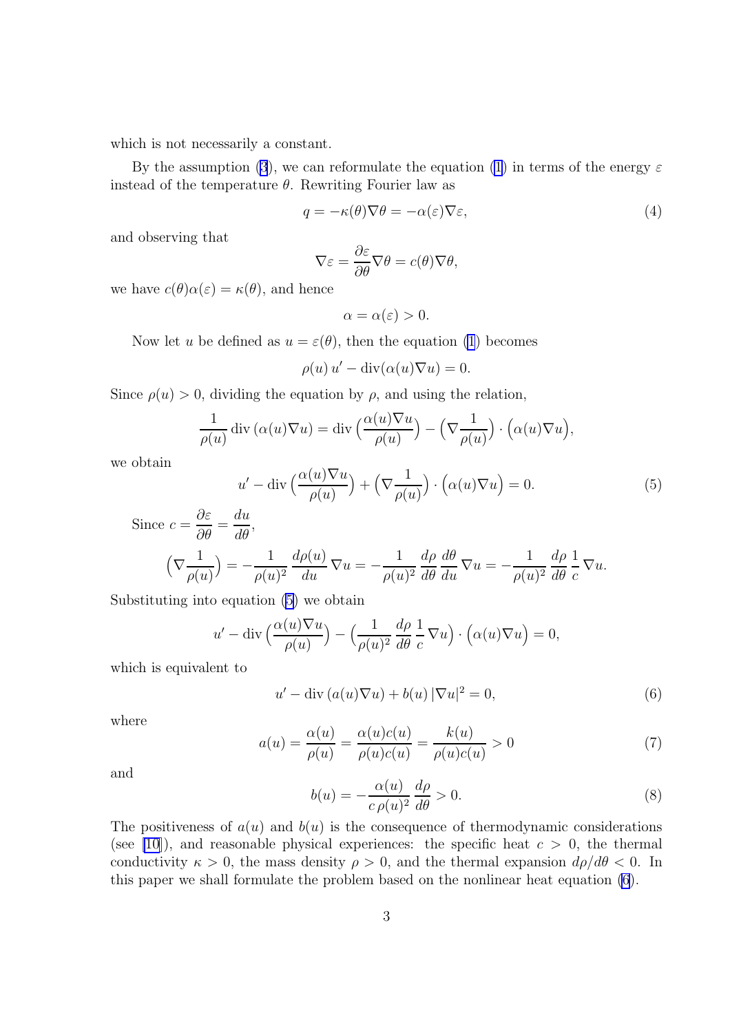which is not necessarily a constant.

By the assumption (3), we can reformulate the equation (1) in terms of the energy $\varepsilon$ instead of the temperature $\theta$. Rewriting Fourier law as

$$q = -\kappa(\theta)\nabla\theta = -\alpha(\varepsilon)\nabla\varepsilon, \tag{4}$$

and observing that

$$\nabla\varepsilon = \frac{\partial \varepsilon}{\partial \theta}\nabla\theta = c(\theta)\nabla\theta,$$

we have $c(\theta)\alpha(\varepsilon) = \kappa(\theta)$, and hence

$$\alpha = \alpha(\varepsilon) > 0.$$

Now let $u$ be defined as $u = \varepsilon(\theta)$, then the equation (1) becomes

$$\rho(u)\, u' - \operatorname{div}(\alpha(u)\nabla u) = 0.$$

Since $\rho(u) > 0$, dividing the equation by $\rho$, and using the relation,

$$\frac{1}{\rho(u)}\operatorname{div}\left(\alpha(u)\nabla u\right) = \operatorname{div}\Big(\frac{\alpha(u)\nabla u}{\rho(u)}\Big) - \Big(\nabla\frac{1}{\rho(u)}\Big)\cdot\Big(\alpha(u)\nabla u\Big),$$

we obtain

$$u' - \operatorname{div}\Big(\frac{\alpha(u)\nabla u}{\rho(u)}\Big) + \Big(\nabla\frac{1}{\rho(u)}\Big)\cdot\Big(\alpha(u)\nabla u\Big) = 0. \tag{5}$$

Since $c = \dfrac{\partial\varepsilon}{\partial\theta} = \dfrac{du}{d\theta}$,

$$\Big(\nabla\frac{1}{\rho(u)}\Big) = -\frac{1}{\rho(u)^2}\,\frac{d\rho(u)}{du}\,\nabla u = -\frac{1}{\rho(u)^2}\,\frac{d\rho}{d\theta}\,\frac{d\theta}{du}\,\nabla u = -\frac{1}{\rho(u)^2}\,\frac{d\rho}{d\theta}\,\frac{1}{c}\,\nabla u.$$

Substituting into equation (5) we obtain

$$u' - \operatorname{div}\Big(\frac{\alpha(u)\nabla u}{\rho(u)}\Big) - \Big(\frac{1}{\rho(u)^2}\,\frac{d\rho}{d\theta}\,\frac{1}{c}\,\nabla u\Big)\cdot\Big(\alpha(u)\nabla u\Big) = 0,$$

which is equivalent to

$$u' - \operatorname{div}\left(a(u)\nabla u\right) + b(u)\,|\nabla u|^2 = 0, \tag{6}$$

where

$$a(u) = \frac{\alpha(u)}{\rho(u)} = \frac{\alpha(u)c(u)}{\rho(u)c(u)} = \frac{k(u)}{\rho(u)c(u)} > 0 \tag{7}$$

and

$$b(u) = -\frac{\alpha(u)}{c\,\rho(u)^2}\,\frac{d\rho}{d\theta} > 0. \tag{8}$$

The positiveness of $a(u)$ and $b(u)$ is the consequence of thermodynamic considerations (see [10]), and reasonable physical experiences: the specific heat $c > 0$, the thermal conductivity $\kappa > 0$, the mass density $\rho > 0$, and the thermal expansion $d\rho/d\theta < 0$. In this paper we shall formulate the problem based on the nonlinear heat equation (6).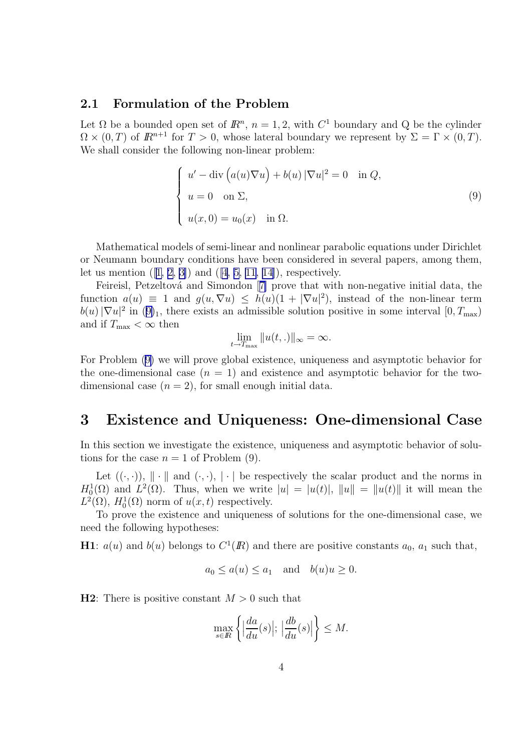### 2.1 Formulation of the Problem

Let $\Omega$ be a bounded open set of $\mathbb{R}^n$, $n = 1, 2$, with $C^1$ boundary and Q be the cylinder $\Omega \times (0, T)$ of $\mathbb{R}^{n+1}$ for $T > 0$, whose lateral boundary we represent by $\Sigma = \Gamma \times (0, T)$. We shall consider the following non-linear problem:

$$
\left\{
\begin{array}{l}
u' - \operatorname{div}\Big(a(u)\nabla u\Big) + b(u)\,|\nabla u|^2 = 0 \quad \text{in } Q, \\[2mm]
u = 0 \quad \text{on } \Sigma, \\[2mm]
u(x,0) = u_0(x) \quad \text{in } \Omega.
\end{array}
\right.
\tag{9}
$$

Mathematical models of semi-linear and nonlinear parabolic equations under Dirichlet or Neumann boundary conditions have been considered in several papers, among them, let us mention ([1, 2, 3]) and ([4, 5, 11, 14]), respectively.

Feireisl, Petzeltová and Simondon [7] prove that with non-negative initial data, the function $a(u) \equiv 1$ and $g(u, \nabla u) \leq h(u)(1 + |\nabla u|^2)$, instead of the non-linear term $b(u)\,|\nabla u|^2$ in $(9)_1$, there exists an admissible solution positive in some interval $[0, T_{\max})$ and if $T_{\max} < \infty$ then

$$
\lim_{t \to T_{\max}} \|u(t, .)\|_\infty = \infty.
$$

For Problem (9) we will prove global existence, uniqueness and asymptotic behavior for the one-dimensional case ($n = 1$) and existence and asymptotic behavior for the two-dimensional case ($n = 2$), for small enough initial data.

# 3 Existence and Uniqueness: One-dimensional Case

In this section we investigate the existence, uniqueness and asymptotic behavior of solutions for the case $n = 1$ of Problem (9).

Let $((\cdot, \cdot))$, $\|\cdot\|$ and $(\cdot, \cdot)$, $|\cdot|$ be respectively the scalar product and the norms in $H_0^1(\Omega)$ and $L^2(\Omega)$. Thus, when we write $|u| = |u(t)|$, $\|u\| = \|u(t)\|$ it will mean the $L^2(\Omega)$, $H_0^1(\Omega)$ norm of $u(x, t)$ respectively.

To prove the existence and uniqueness of solutions for the one-dimensional case, we need the following hypotheses:

**H1**: $a(u)$ and $b(u)$ belongs to $C^1(\mathbb{R})$ and there are positive constants $a_0$, $a_1$ such that,

$$
a_0 \leq a(u) \leq a_1 \quad \text{and} \quad b(u)u \geq 0.
$$

**H2**: There is positive constant $M > 0$ such that

$$
\max_{s \in \mathbb{R}} \left\{ \Big|\frac{da}{du}(s)\Big|;\ \Big|\frac{db}{du}(s)\Big| \right\} \leq M.
$$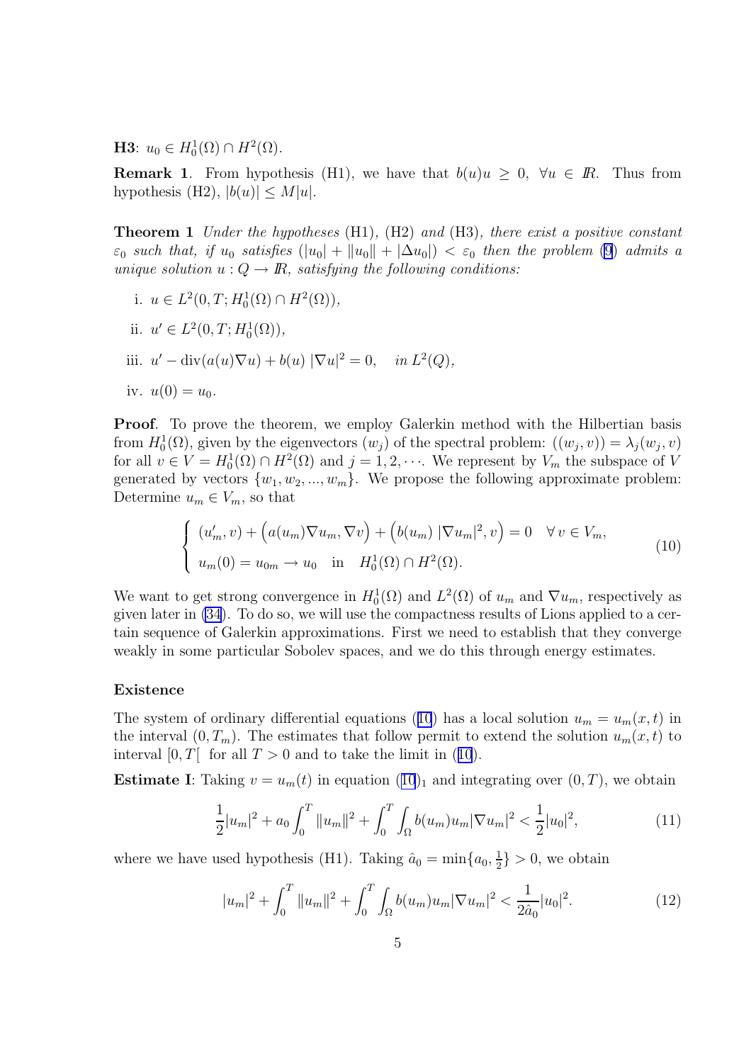**H3**: $u_0 \in H_0^1(\Omega) \cap H^2(\Omega)$.

**Remark 1**. From hypothesis (H1), we have that $b(u)u \geq 0, \ \forall u \in I\!R$. Thus from hypothesis (H2), $|b(u)| \leq M|u|$.

**Theorem 1** *Under the hypotheses* (H1), (H2) *and* (H3), *there exist a positive constant* $\varepsilon_0$ *such that, if* $u_0$ *satisfies* $(|u_0| + \|u_0\| + |\Delta u_0|) < \varepsilon_0$ *then the problem* (9) *admits a unique solution* $u : Q \to I\!R$, *satisfying the following conditions:*

i. $u \in L^2(0,T; H_0^1(\Omega) \cap H^2(\Omega))$,

ii. $u' \in L^2(0,T; H_0^1(\Omega))$,

iii. $u' - \operatorname{div}(a(u)\nabla u) + b(u)\, |\nabla u|^2 = 0, \quad$ *in* $L^2(Q)$,

iv. $u(0) = u_0$.

**Proof**. To prove the theorem, we employ Galerkin method with the Hilbertian basis from $H_0^1(\Omega)$, given by the eigenvectors $(w_j)$ of the spectral problem: $((w_j, v)) = \lambda_j (w_j, v)$ for all $v \in V = H_0^1(\Omega) \cap H^2(\Omega)$ and $j = 1, 2, \cdots$. We represent by $V_m$ the subspace of $V$ generated by vectors $\{w_1, w_2, ..., w_m\}$. We propose the following approximate problem: Determine $u_m \in V_m$, so that

$$
\begin{cases}
(u_m', v) + \Big(a(u_m)\nabla u_m, \nabla v\Big) + \Big(b(u_m)\, |\nabla u_m|^2, v\Big) = 0 \quad \forall\, v \in V_m, \\
u_m(0) = u_{0m} \to u_0 \quad \text{in} \quad H_0^1(\Omega) \cap H^2(\Omega).
\end{cases} \tag{10}
$$

We want to get strong convergence in $H_0^1(\Omega)$ and $L^2(\Omega)$ of $u_m$ and $\nabla u_m$, respectively as given later in (34). To do so, we will use the compactness results of Lions applied to a certain sequence of Galerkin approximations. First we need to establish that they converge weakly in some particular Sobolev spaces, and we do this through energy estimates.

### Existence

The system of ordinary differential equations (10) has a local solution $u_m = u_m(x,t)$ in the interval $(0, T_m)$. The estimates that follow permit to extend the solution $u_m(x,t)$ to interval $[0, T[$ for all $T > 0$ and to take the limit in (10).

**Estimate I**: Taking $v = u_m(t)$ in equation $(10)_1$ and integrating over $(0,T)$, we obtain

$$
\frac{1}{2}|u_m|^2 + a_0 \int_0^T \|u_m\|^2 + \int_0^T \int_\Omega b(u_m) u_m |\nabla u_m|^2 < \frac{1}{2}|u_0|^2, \tag{11}
$$

where we have used hypothesis (H1). Taking $\hat{a}_0 = \min\{a_0, \frac{1}{2}\} > 0$, we obtain

$$
|u_m|^2 + \int_0^T \|u_m\|^2 + \int_0^T \int_\Omega b(u_m) u_m |\nabla u_m|^2 < \frac{1}{2\hat{a}_0}|u_0|^2. \tag{12}
$$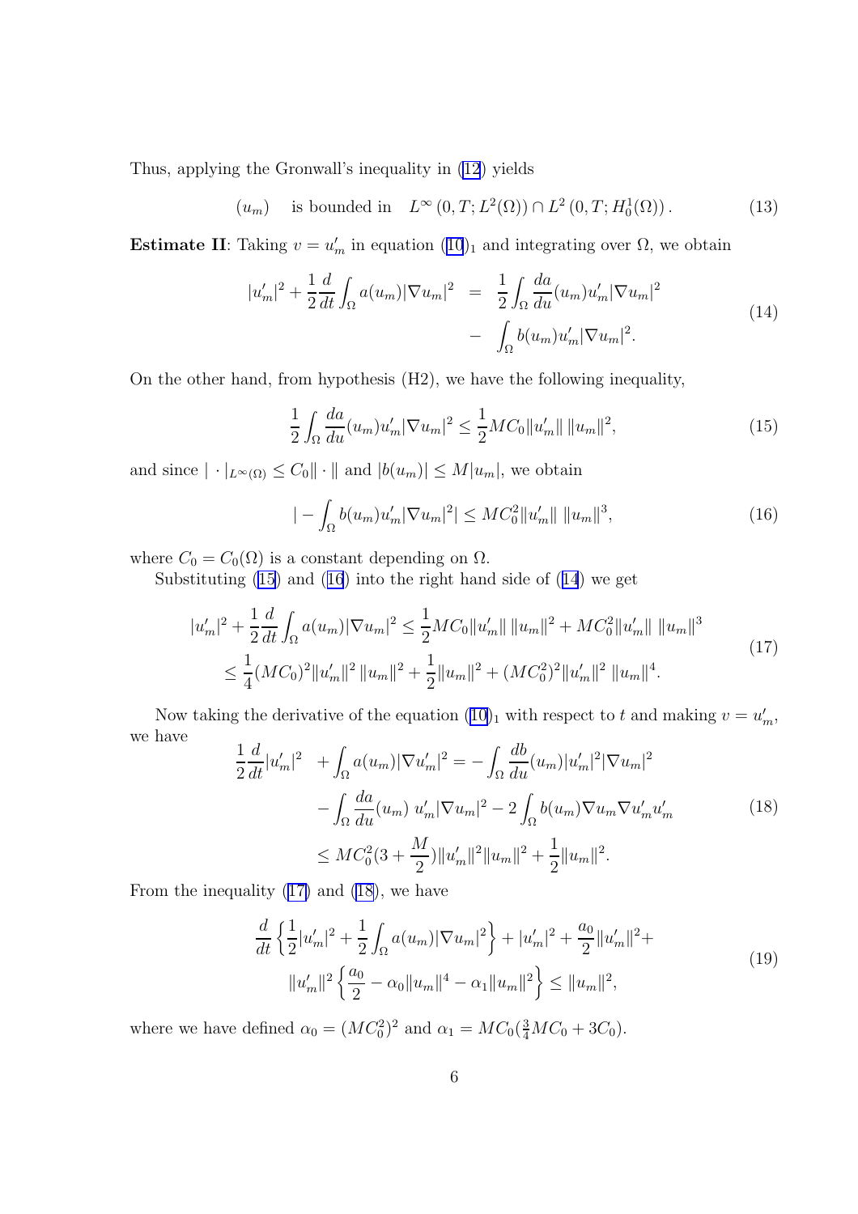Thus, applying the Gronwall's inequality in (12) yields

$$
(u_m) \quad \text{is bounded in} \quad L^\infty\left(0,T;L^2(\Omega)\right) \cap L^2\left(0,T;H_0^1(\Omega)\right). \tag{13}
$$

**Estimate II**: Taking $v = u_m'$ in equation $(10)_1$ and integrating over $\Omega$, we obtain

$$
\begin{aligned}
|u_m'|^2 + \frac{1}{2}\frac{d}{dt}\int_\Omega a(u_m)|\nabla u_m|^2 \;&=\; \frac{1}{2}\int_\Omega \frac{da}{du}(u_m)u_m'|\nabla u_m|^2 \\
&-\; \int_\Omega b(u_m)u_m'|\nabla u_m|^2.
\end{aligned} \tag{14}
$$

On the other hand, from hypothesis (H2), we have the following inequality,

$$
\frac{1}{2}\int_\Omega \frac{da}{du}(u_m)u_m'|\nabla u_m|^2 \leq \frac{1}{2}MC_0\|u_m'\|\,\|u_m\|^2, \tag{15}
$$

and since $|\cdot|_{L^\infty(\Omega)} \leq C_0\|\cdot\|$ and $|b(u_m)| \leq M|u_m|$, we obtain

$$
|-\int_\Omega b(u_m)u_m'|\nabla u_m|^2| \leq MC_0^2\|u_m'\|\,\|u_m\|^3, \tag{16}
$$

where $C_0 = C_0(\Omega)$ is a constant depending on $\Omega$.

Substituting (15) and (16) into the right hand side of (14) we get

$$
\begin{aligned}
|u_m'|^2 + \frac{1}{2}\frac{d}{dt}\int_\Omega a(u_m)|\nabla u_m|^2 &\leq \frac{1}{2}MC_0\|u_m'\|\,\|u_m\|^2 + MC_0^2\|u_m'\|\,\|u_m\|^3 \\
&\leq \frac{1}{4}(MC_0)^2\|u_m'\|^2\,\|u_m\|^2 + \frac{1}{2}\|u_m\|^2 + (MC_0^2)^2\|u_m'\|^2\,\|u_m\|^4.
\end{aligned} \tag{17}
$$

Now taking the derivative of the equation $(10)_1$ with respect to $t$ and making $v = u_m'$, we have

$$
\begin{aligned}
\frac{1}{2}\frac{d}{dt}|u_m'|^2 \quad + \int_\Omega a(u_m)|\nabla u_m'|^2 &= -\int_\Omega \frac{db}{du}(u_m)|u_m'|^2|\nabla u_m|^2 \\
&-\int_\Omega \frac{da}{du}(u_m)\;u_m'|\nabla u_m|^2 - 2\int_\Omega b(u_m)\nabla u_m \nabla u_m' u_m' \\
&\leq MC_0^2(3+\frac{M}{2})\|u_m'\|^2\|u_m\|^2 + \frac{1}{2}\|u_m\|^2.
\end{aligned} \tag{18}
$$

From the inequality (17) and (18), we have

$$
\begin{aligned}
&\frac{d}{dt}\left\{\frac{1}{2}|u_m'|^2 + \frac{1}{2}\int_\Omega a(u_m)|\nabla u_m|^2\right\} + |u_m'|^2 + \frac{a_0}{2}\|u_m'\|^2 + \\
&\qquad \|u_m'\|^2\left\{\frac{a_0}{2} - \alpha_0\|u_m\|^4 - \alpha_1\|u_m\|^2\right\} \leq \|u_m\|^2,
\end{aligned} \tag{19}
$$

where we have defined $\alpha_0 = (MC_0^2)^2$ and $\alpha_1 = MC_0(\frac{3}{4}MC_0 + 3C_0)$.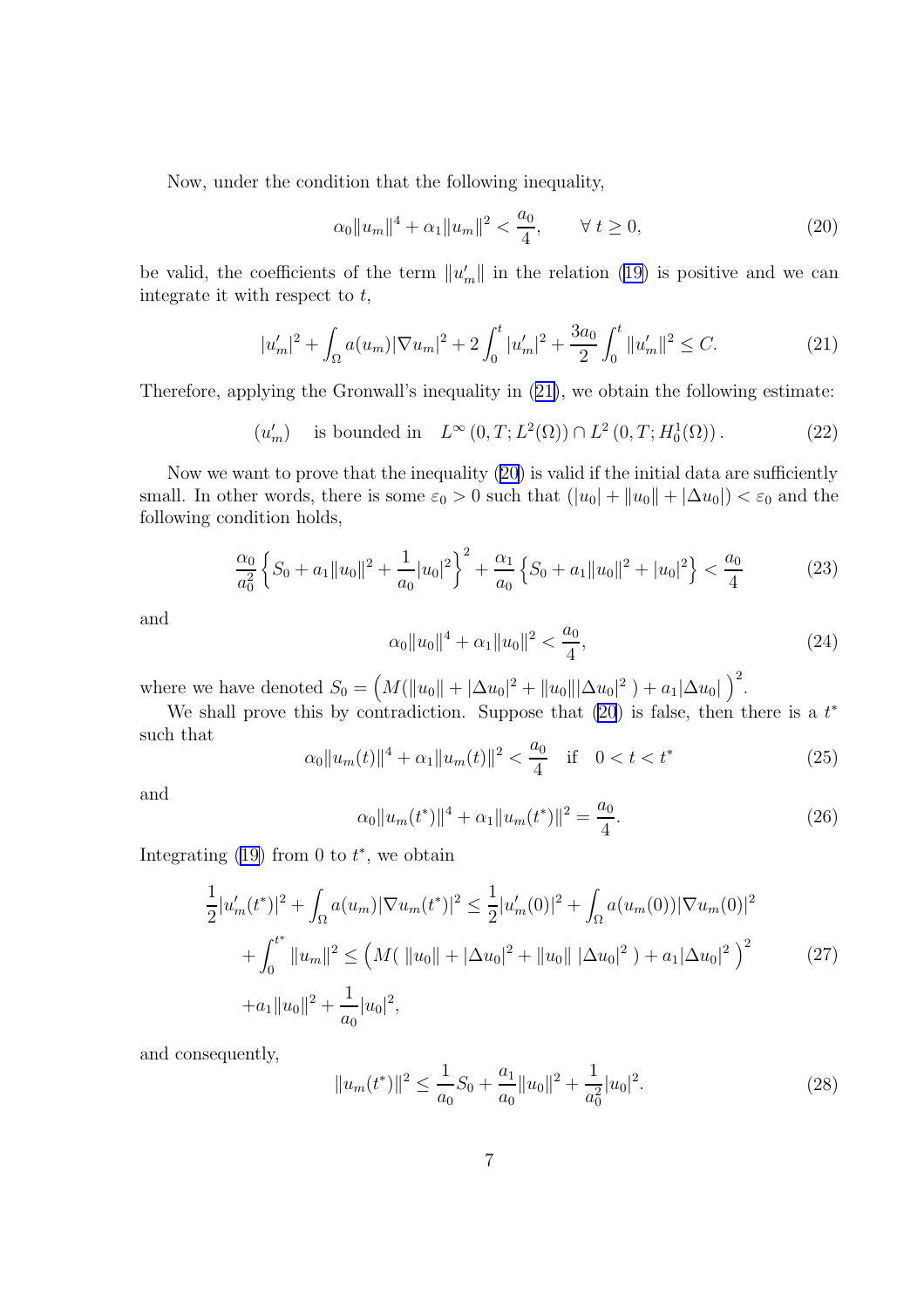Now, under the condition that the following inequality,

$$
\alpha_0 \|u_m\|^4 + \alpha_1 \|u_m\|^2 < \frac{a_0}{4}, \qquad \forall\, t \geq 0, \tag{20}
$$

be valid, the coefficients of the term $\|u_m'\|$ in the relation (19) is positive and we can integrate it with respect to $t$,

$$
|u_m'|^2 + \int_\Omega a(u_m)|\nabla u_m|^2 + 2\int_0^t |u_m'|^2 + \frac{3a_0}{2}\int_0^t \|u_m'\|^2 \leq C. \tag{21}
$$

Therefore, applying the Gronwall's inequality in (21), we obtain the following estimate:

$$
(u_m') \quad \text{is bounded in} \quad L^\infty\left(0,T; L^2(\Omega)\right) \cap L^2\left(0,T; H_0^1(\Omega)\right). \tag{22}
$$

Now we want to prove that the inequality (20) is valid if the initial data are sufficiently small. In other words, there is some $\varepsilon_0 > 0$ such that $(|u_0| + \|u_0\| + |\Delta u_0|) < \varepsilon_0$ and the following condition holds,

$$
\frac{\alpha_0}{a_0^2}\left\{S_0 + a_1\|u_0\|^2 + \frac{1}{a_0}|u_0|^2\right\}^2 + \frac{\alpha_1}{a_0}\left\{S_0 + a_1\|u_0\|^2 + |u_0|^2\right\} < \frac{a_0}{4} \tag{23}
$$

and

$$
\alpha_0\|u_0\|^4 + \alpha_1\|u_0\|^2 < \frac{a_0}{4}, \tag{24}
$$

where we have denoted $S_0 = \Big(M(\|u_0\| + |\Delta u_0|^2 + \|u_0\||\Delta u_0|^2\,) + a_1|\Delta u_0|\,\Big)^2$.

We shall prove this by contradiction. Suppose that (20) is false, then there is a $t^*$ such that

$$
\alpha_0\|u_m(t)\|^4 + \alpha_1\|u_m(t)\|^2 < \frac{a_0}{4} \quad \text{if} \quad 0 < t < t^* \tag{25}
$$

and

$$
\alpha_0\|u_m(t^*)\|^4 + \alpha_1\|u_m(t^*)\|^2 = \frac{a_0}{4}. \tag{26}
$$

Integrating (19) from 0 to $t^*$, we obtain

$$
\begin{aligned}
\frac{1}{2}|u_m'(t^*)|^2 + \int_\Omega a(u_m)|\nabla u_m(t^*)|^2 &\leq \frac{1}{2}|u_m'(0)|^2 + \int_\Omega a(u_m(0))|\nabla u_m(0)|^2 \\
+ \int_0^{t^*}\|u_m\|^2 &\leq \Big(M(\,\|u_0\| + |\Delta u_0|^2 + \|u_0\|\,|\Delta u_0|^2\,) + a_1|\Delta u_0|^2\,\Big)^2 \\
+ a_1\|u_0\|^2 + \frac{1}{a_0}|u_0|^2,
\end{aligned} \tag{27}
$$

and consequently,

$$
\|u_m(t^*)\|^2 \leq \frac{1}{a_0}S_0 + \frac{a_1}{a_0}\|u_0\|^2 + \frac{1}{a_0^2}|u_0|^2. \tag{28}
$$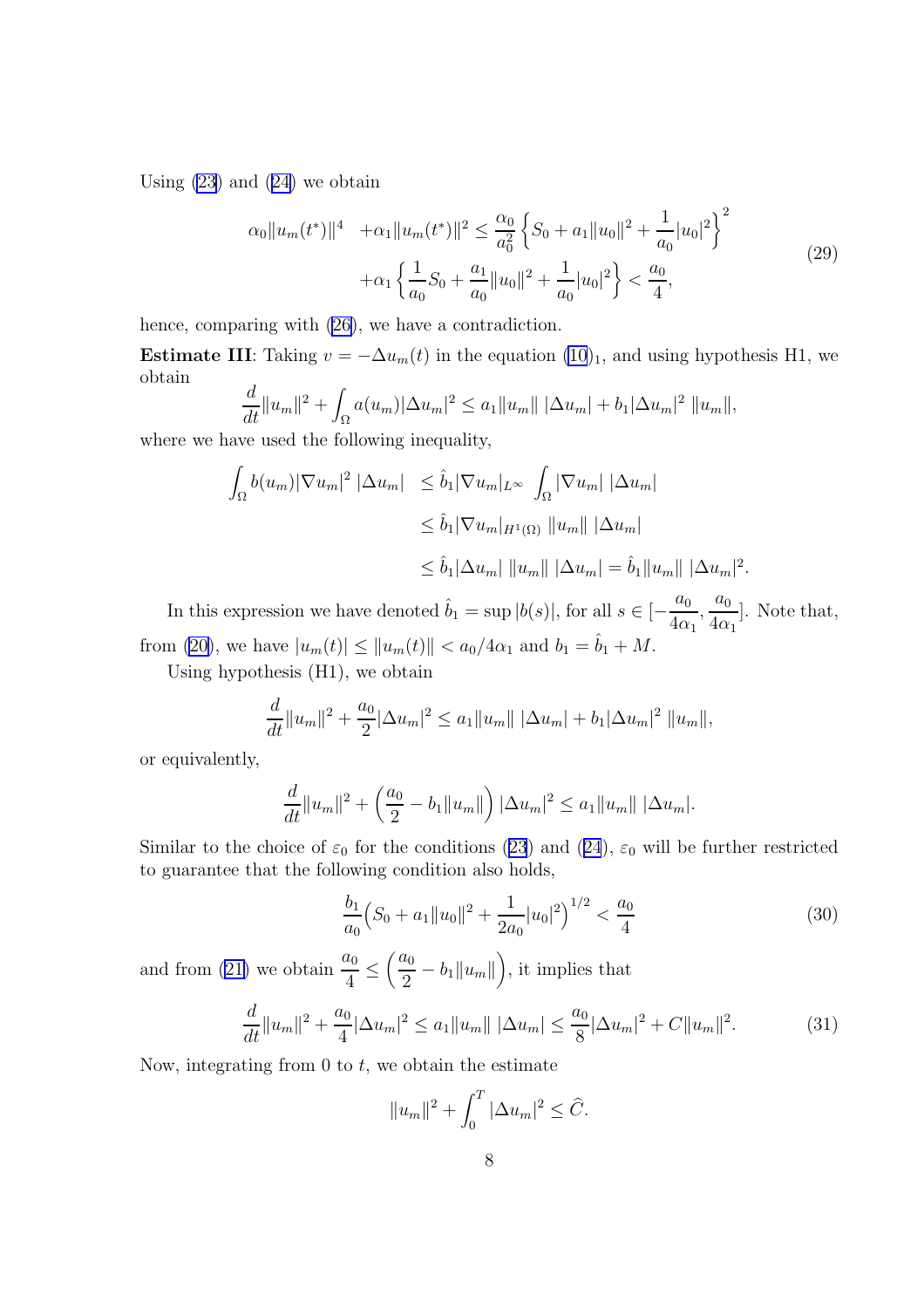Using (23) and (24) we obtain

$$
\begin{aligned}
\alpha_0 \|u_m(t^*)\|^4 \quad &+ \alpha_1 \|u_m(t^*)\|^2 \leq \frac{\alpha_0}{a_0^2} \left\{ S_0 + a_1 \|u_0\|^2 + \frac{1}{a_0} |u_0|^2 \right\}^2 \\
&+ \alpha_1 \left\{ \frac{1}{a_0} S_0 + \frac{a_1}{a_0} \|u_0\|^2 + \frac{1}{a_0} |u_0|^2 \right\} < \frac{a_0}{4},
\end{aligned}
\tag{29}
$$

hence, comparing with (26), we have a contradiction.

**Estimate III**: Taking $v = -\Delta u_m(t)$ in the equation $(10)_1$, and using hypothesis H1, we obtain

$$
\frac{d}{dt} \|u_m\|^2 + \int_\Omega a(u_m) |\Delta u_m|^2 \leq a_1 \|u_m\| \, |\Delta u_m| + b_1 |\Delta u_m|^2 \, \|u_m\|,
$$

where we have used the following inequality,

$$
\begin{aligned}
\int_\Omega b(u_m) |\nabla u_m|^2 \, |\Delta u_m| \quad &\leq \hat{b}_1 |\nabla u_m|_{L^\infty} \, \int_\Omega |\nabla u_m| \, |\Delta u_m| \\
&\leq \hat{b}_1 |\nabla u_m|_{H^1(\Omega)} \, \|u_m\| \, |\Delta u_m| \\
&\leq \hat{b}_1 |\Delta u_m| \, \|u_m\| \, |\Delta u_m| = \hat{b}_1 \|u_m\| \, |\Delta u_m|^2.
\end{aligned}
$$

In this expression we have denoted $\hat{b}_1 = \sup |b(s)|$, for all $s \in [-\frac{a_0}{4\alpha_1}, \frac{a_0}{4\alpha_1}]$. Note that, from (20), we have $|u_m(t)| \leq \|u_m(t)\| < a_0/4\alpha_1$ and $b_1 = \hat{b}_1 + M$.

Using hypothesis (H1), we obtain

$$
\frac{d}{dt} \|u_m\|^2 + \frac{a_0}{2} |\Delta u_m|^2 \leq a_1 \|u_m\| \, |\Delta u_m| + b_1 |\Delta u_m|^2 \, \|u_m\|,
$$

or equivalently,

$$
\frac{d}{dt} \|u_m\|^2 + \left( \frac{a_0}{2} - b_1 \|u_m\| \right) |\Delta u_m|^2 \leq a_1 \|u_m\| \, |\Delta u_m|.
$$

Similar to the choice of $\varepsilon_0$ for the conditions (23) and (24), $\varepsilon_0$ will be further restricted to guarantee that the following condition also holds,

$$
\frac{b_1}{a_0} \Big( S_0 + a_1 \|u_0\|^2 + \frac{1}{2a_0} |u_0|^2 \Big)^{1/2} < \frac{a_0}{4}
\tag{30}
$$

and from (21) we obtain $\frac{a_0}{4} \leq \Big( \frac{a_0}{2} - b_1 \|u_m\| \Big)$, it implies that

$$
\frac{d}{dt} \|u_m\|^2 + \frac{a_0}{4} |\Delta u_m|^2 \leq a_1 \|u_m\| \, |\Delta u_m| \leq \frac{a_0}{8} |\Delta u_m|^2 + C \|u_m\|^2.
\tag{31}
$$

Now, integrating from 0 to $t$, we obtain the estimate

$$
\|u_m\|^2 + \int_0^T |\Delta u_m|^2 \leq \widehat{C}.
$$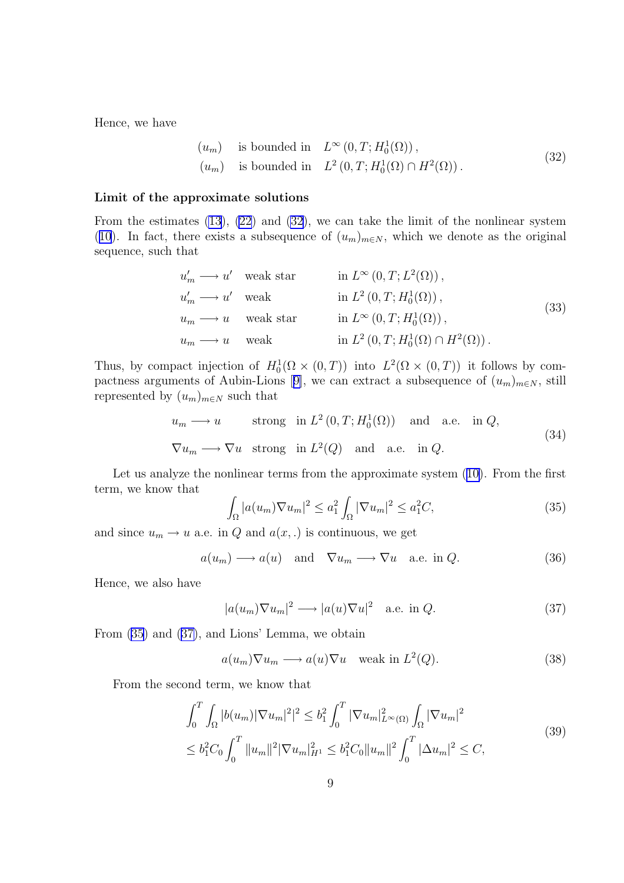Hence, we have

$$
\begin{aligned}
&(u_m) \quad \text{is bounded in} \quad L^{\infty}\left(0,T;H_0^1(\Omega)\right), \\
&(u_m) \quad \text{is bounded in} \quad L^{2}\left(0,T;H_0^1(\Omega)\cap H^2(\Omega)\right).
\end{aligned} \tag{32}
$$

**Limit of the approximate solutions**

From the estimates (13), (22) and (32), we can take the limit of the nonlinear system (10). In fact, there exists a subsequence of $(u_m)_{m\in N}$, which we denote as the original sequence, such that

$$
\begin{aligned}
&u_m' \longrightarrow u' \quad \text{weak star} && \text{in } L^{\infty}\left(0,T;L^2(\Omega)\right), \\
&u_m' \longrightarrow u' \quad \text{weak} && \text{in } L^{2}\left(0,T;H_0^1(\Omega)\right), \\
&u_m \longrightarrow u \quad \text{weak star} && \text{in } L^{\infty}\left(0,T;H_0^1(\Omega)\right), \\
&u_m \longrightarrow u \quad \text{weak} && \text{in } L^{2}\left(0,T;H_0^1(\Omega)\cap H^2(\Omega)\right).
\end{aligned} \tag{33}
$$

Thus, by compact injection of $H_0^1(\Omega\times(0,T))$ into $L^2(\Omega\times(0,T))$ it follows by compactness arguments of Aubin-Lions [9], we can extract a subsequence of $(u_m)_{m\in N}$, still represented by $(u_m)_{m\in N}$ such that

$$
\begin{aligned}
&u_m \longrightarrow u \qquad \text{strong} \quad \text{in } L^2\left(0,T;H_0^1(\Omega)\right) \quad \text{and} \quad \text{a.e.} \quad \text{in } Q, \\
&\nabla u_m \longrightarrow \nabla u \quad \text{strong} \quad \text{in } L^2(Q) \quad \text{and} \quad \text{a.e.} \quad \text{in } Q.
\end{aligned} \tag{34}
$$

Let us analyze the nonlinear terms from the approximate system (10). From the first term, we know that

$$
\int_\Omega |a(u_m)\nabla u_m|^2 \leq a_1^2 \int_\Omega |\nabla u_m|^2 \leq a_1^2 C, \tag{35}
$$

and since $u_m \to u$ a.e. in $Q$ and $a(x,.)$ is continuous, we get

$$
a(u_m) \longrightarrow a(u) \quad \text{and} \quad \nabla u_m \longrightarrow \nabla u \quad \text{a.e. in } Q. \tag{36}
$$

Hence, we also have

$$
|a(u_m)\nabla u_m|^2 \longrightarrow |a(u)\nabla u|^2 \quad \text{a.e. in } Q. \tag{37}
$$

From (35) and (37), and Lions' Lemma, we obtain

$$
a(u_m)\nabla u_m \longrightarrow a(u)\nabla u \quad \text{weak in } L^2(Q). \tag{38}
$$

From the second term, we know that

$$
\begin{aligned}
&\int_0^T \int_\Omega |b(u_m)|\nabla u_m|^2|^2 \leq b_1^2 \int_0^T |\nabla u_m|^2_{L^\infty(\Omega)} \int_\Omega |\nabla u_m|^2 \\
&\leq b_1^2 C_0 \int_0^T \|u_m\|^2 |\nabla u_m|^2_{H^1} \leq b_1^2 C_0 \|u_m\|^2 \int_0^T |\Delta u_m|^2 \leq C,
\end{aligned} \tag{39}
$$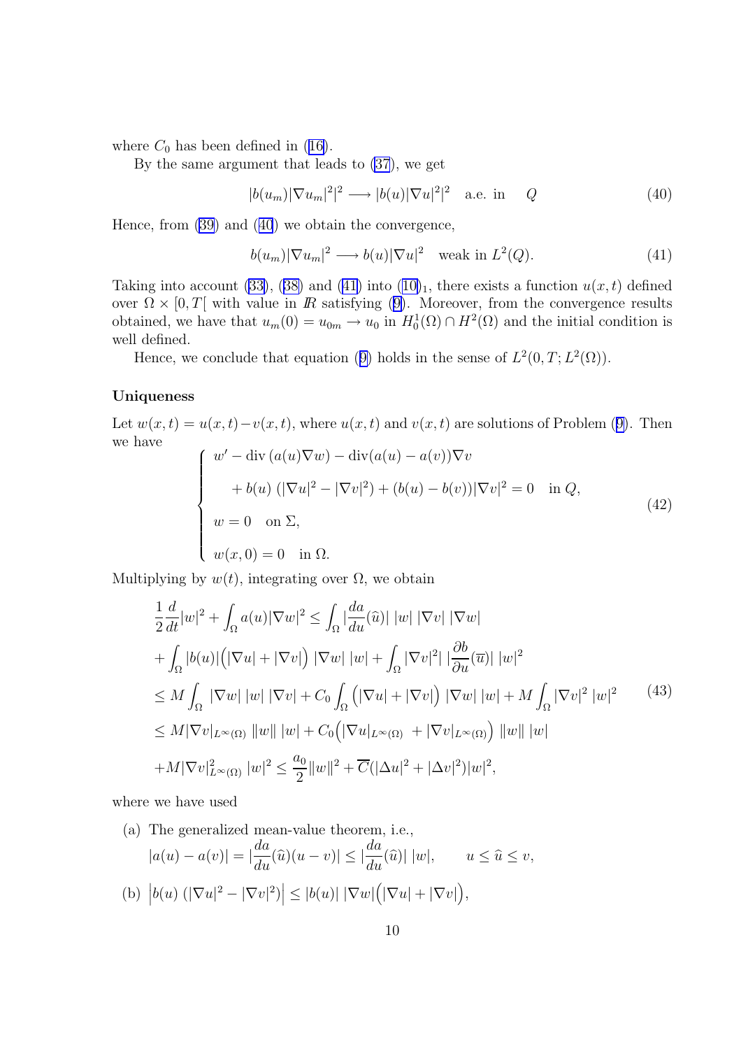where $C_0$ has been defined in (16).

By the same argument that leads to (37), we get

$$|b(u_m)|\nabla u_m|^2|^2 \longrightarrow |b(u)|\nabla u|^2|^2 \quad \text{a.e. in} \quad Q \tag{40}$$

Hence, from (39) and (40) we obtain the convergence,

$$b(u_m)|\nabla u_m|^2 \longrightarrow b(u)|\nabla u|^2 \quad \text{weak in } L^2(Q). \tag{41}$$

Taking into account (33), (38) and (41) into $(10)_1$, there exists a function $u(x,t)$ defined over $\Omega \times [0,T[$ with value in $\mathbb{R}$ satisfying (9). Moreover, from the convergence results obtained, we have that $u_m(0) = u_{0m} \to u_0$ in $H_0^1(\Omega) \cap H^2(\Omega)$ and the initial condition is well defined.

Hence, we conclude that equation (9) holds in the sense of $L^2(0,T;L^2(\Omega))$.

### Uniqueness

Let $w(x,t) = u(x,t) - v(x,t)$, where $u(x,t)$ and $v(x,t)$ are solutions of Problem (9). Then we have

$$\begin{cases} w' - \text{div}\,(a(u)\nabla w) - \text{div}(a(u)-a(v))\nabla v \\[2mm] \qquad + b(u)\,(|\nabla u|^2 - |\nabla v|^2) + (b(u)-b(v))|\nabla v|^2 = 0 \quad \text{in } Q, \\[2mm] w = 0 \quad \text{on } \Sigma, \\[2mm] w(x,0) = 0 \quad \text{in } \Omega. \end{cases} \tag{42}$$

Multiplying by $w(t)$, integrating over $\Omega$, we obtain

$$\begin{aligned} &\frac{1}{2}\frac{d}{dt}|w|^2 + \int_\Omega a(u)|\nabla w|^2 \leq \int_\Omega |\frac{da}{du}(\widehat{u})|\;|w|\;|\nabla v|\;|\nabla w| \\ &+ \int_\Omega |b(u)|\Big(|\nabla u| + |\nabla v|\Big)\;|\nabla w|\;|w| + \int_\Omega |\nabla v|^2|\;|\frac{\partial b}{\partial u}(\overline{u})|\;|w|^2 \\ &\leq M\int_\Omega\;|\nabla w|\;|w|\;|\nabla v| + C_0\int_\Omega \Big(|\nabla u| + |\nabla v|\Big)\;|\nabla w|\;|w| + M\int_\Omega |\nabla v|^2\;|w|^2 \\ &\leq M|\nabla v|_{L^\infty(\Omega)}\;\|w\|\;|w| + C_0\Big(|\nabla u|_{L^\infty(\Omega)}\; + |\nabla v|_{L^\infty(\Omega)}\Big)\;\|w\|\;|w| \\ &+ M|\nabla v|^2_{L^\infty(\Omega)}\;|w|^2 \leq \frac{a_0}{2}\|w\|^2 + \overline{C}(|\Delta u|^2 + |\Delta v|^2)|w|^2, \end{aligned} \tag{43}$$

where we have used

(a) The generalized mean-value theorem, i.e.,
$|a(u)-a(v)| = |\frac{da}{du}(\widehat{u})(u-v)| \leq |\frac{da}{du}(\widehat{u})|\;|w|, \qquad u \leq \widehat{u} \leq v,$

(b) $\Big|b(u)\;(|\nabla u|^2 - |\nabla v|^2)\Big| \leq |b(u)|\;|\nabla w|\Big(|\nabla u| + |\nabla v|\Big),$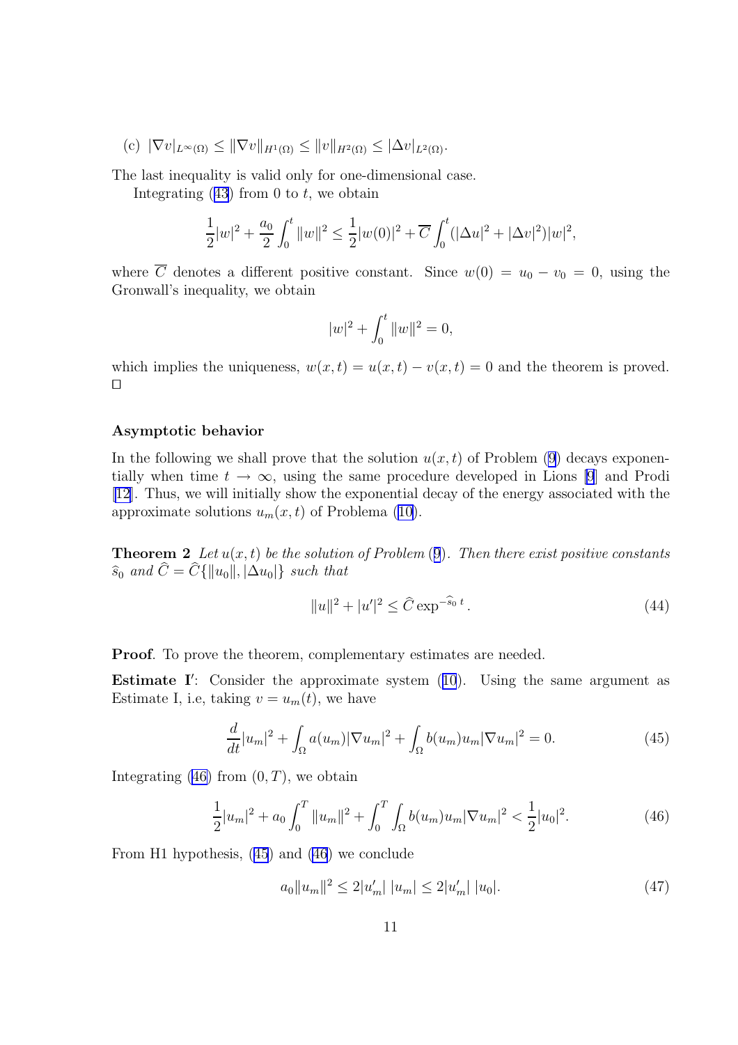(c) $|\nabla v|_{L^\infty(\Omega)} \le \|\nabla v\|_{H^1(\Omega)} \le \|v\|_{H^2(\Omega)} \le |\Delta v|_{L^2(\Omega)}$.

The last inequality is valid only for one-dimensional case.

Integrating (43) from 0 to $t$, we obtain

$$\frac{1}{2}|w|^2 + \frac{a_0}{2}\int_0^t \|w\|^2 \le \frac{1}{2}|w(0)|^2 + \overline{C}\int_0^t (|\Delta u|^2 + |\Delta v|^2)|w|^2,$$

where $\overline{C}$ denotes a different positive constant. Since $w(0) = u_0 - v_0 = 0$, using the Gronwall's inequality, we obtain

$$|w|^2 + \int_0^t \|w\|^2 = 0,$$

which implies the uniqueness, $w(x,t) = u(x,t) - v(x,t) = 0$ and the theorem is proved. $\square$

### Asymptotic behavior

In the following we shall prove that the solution $u(x,t)$ of Problem (9) decays exponentially when time $t \to \infty$, using the same procedure developed in Lions [9] and Prodi [12]. Thus, we will initially show the exponential decay of the energy associated with the approximate solutions $u_m(x,t)$ of Problema (10).

**Theorem 2** *Let $u(x,t)$ be the solution of Problem (9). Then there exist positive constants $\widehat{s}_0$ and $\widehat{C} = \widehat{C}\{\|u_0\|, |\Delta u_0|\}$ such that*

$$\|u\|^2 + |u'|^2 \le \widehat{C}\exp^{-\widehat{s}_0\, t}. \tag{44}$$

**Proof**. To prove the theorem, complementary estimates are needed.

**Estimate I′**: Consider the approximate system (10). Using the same argument as Estimate I, i.e, taking $v = u_m(t)$, we have

$$\frac{d}{dt}|u_m|^2 + \int_\Omega a(u_m)|\nabla u_m|^2 + \int_\Omega b(u_m)u_m|\nabla u_m|^2 = 0. \tag{45}$$

Integrating (46) from $(0,T)$, we obtain

$$\frac{1}{2}|u_m|^2 + a_0\int_0^T \|u_m\|^2 + \int_0^T\int_\Omega b(u_m)u_m|\nabla u_m|^2 < \frac{1}{2}|u_0|^2. \tag{46}$$

From H1 hypothesis, (45) and (46) we conclude

$$a_0\|u_m\|^2 \le 2|u_m'|\;|u_m| \le 2|u_m'|\;|u_0|. \tag{47}$$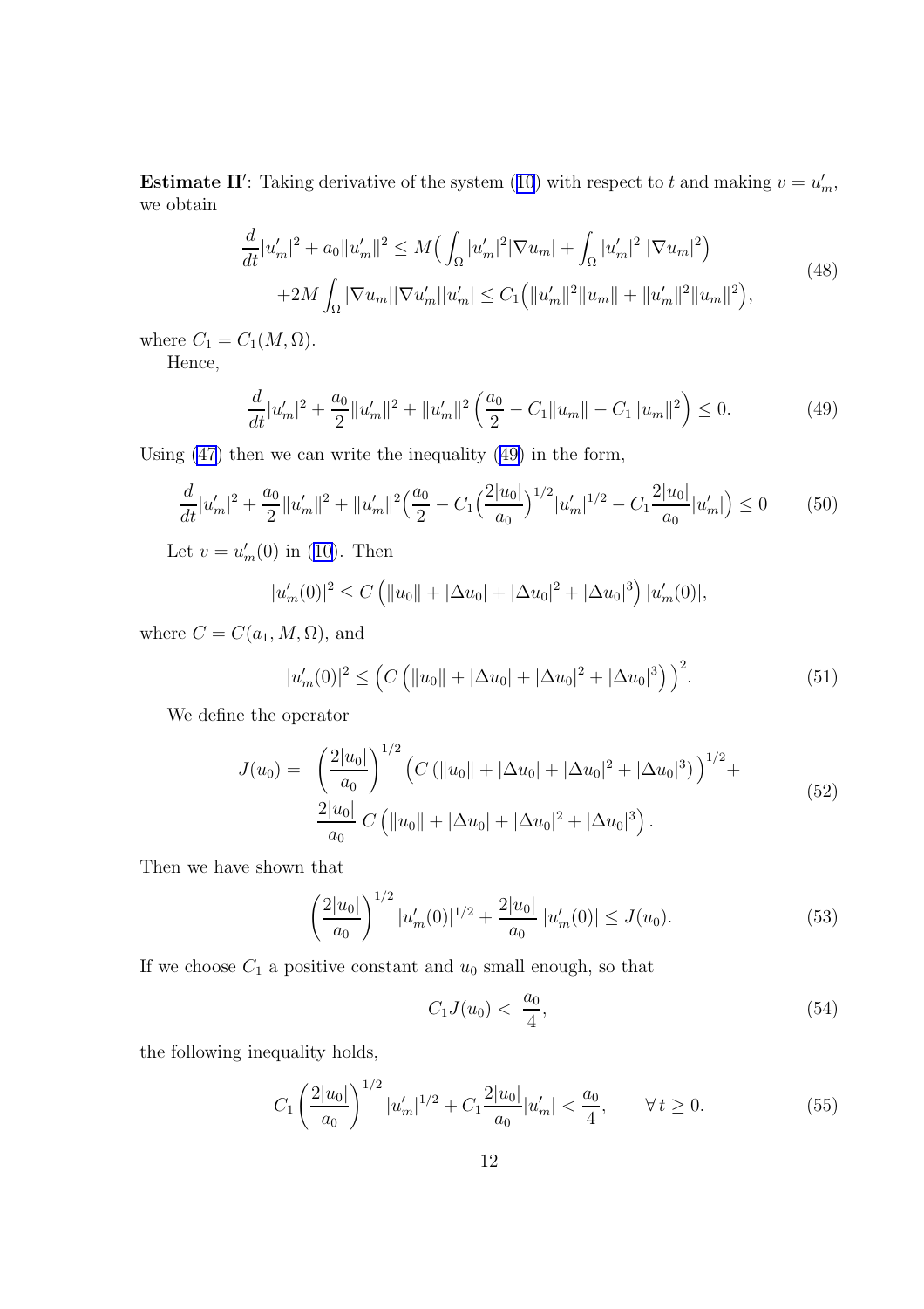**Estimate II$'$**: Taking derivative of the system (10) with respect to $t$ and making $v = u'_m$, we obtain

$$
\begin{aligned}
\frac{d}{dt}|u'_m|^2 + a_0\|u'_m\|^2 &\le M\Big(\int_\Omega |u'_m|^2|\nabla u_m| + \int_\Omega |u'_m|^2\,|\nabla u_m|^2\Big) \\
&+2M\int_\Omega |\nabla u_m||\nabla u'_m||u'_m| \le C_1\Big(\|u'_m\|^2\|u_m\| + \|u'_m\|^2\|u_m\|^2\Big),
\end{aligned}
\tag{48}
$$

where $C_1 = C_1(M,\Omega)$.

Hence,

$$
\frac{d}{dt}|u'_m|^2 + \frac{a_0}{2}\|u'_m\|^2 + \|u'_m\|^2\left(\frac{a_0}{2} - C_1\|u_m\| - C_1\|u_m\|^2\right) \le 0. \tag{49}
$$

Using (47) then we can write the inequality (49) in the form,

$$
\frac{d}{dt}|u'_m|^2 + \frac{a_0}{2}\|u'_m\|^2 + \|u'_m\|^2\Big(\frac{a_0}{2} - C_1\Big(\frac{2|u_0|}{a_0}\Big)^{1/2}|u'_m|^{1/2} - C_1\frac{2|u_0|}{a_0}|u'_m|\Big) \le 0 \tag{50}
$$

Let $v = u'_m(0)$ in (10). Then

$$
|u'_m(0)|^2 \le C\left(\|u_0\| + |\Delta u_0| + |\Delta u_0|^2 + |\Delta u_0|^3\right)|u'_m(0)|,
$$

where $C = C(a_1, M, \Omega)$, and

$$
|u'_m(0)|^2 \le \Big(C\left(\|u_0\| + |\Delta u_0| + |\Delta u_0|^2 + |\Delta u_0|^3\right)\Big)^2. \tag{51}
$$

We define the operator

$$
\begin{aligned}
J(u_0) = \;&\left(\frac{2|u_0|}{a_0}\right)^{1/2}\Big(C\left(\|u_0\| + |\Delta u_0| + |\Delta u_0|^2 + |\Delta u_0|^3\right)\Big)^{1/2} + \\
&\frac{2|u_0|}{a_0}\,C\left(\|u_0\| + |\Delta u_0| + |\Delta u_0|^2 + |\Delta u_0|^3\right).
\end{aligned}
\tag{52}
$$

Then we have shown that

$$
\left(\frac{2|u_0|}{a_0}\right)^{1/2}|u'_m(0)|^{1/2} + \frac{2|u_0|}{a_0}\,|u'_m(0)| \le J(u_0). \tag{53}
$$

If we choose $C_1$ a positive constant and $u_0$ small enough, so that

$$
C_1 J(u_0) < \frac{a_0}{4}, \tag{54}
$$

the following inequality holds,

$$
C_1\left(\frac{2|u_0|}{a_0}\right)^{1/2}|u'_m|^{1/2} + C_1\frac{2|u_0|}{a_0}|u'_m| < \frac{a_0}{4}, \qquad \forall\, t \ge 0. \tag{55}
$$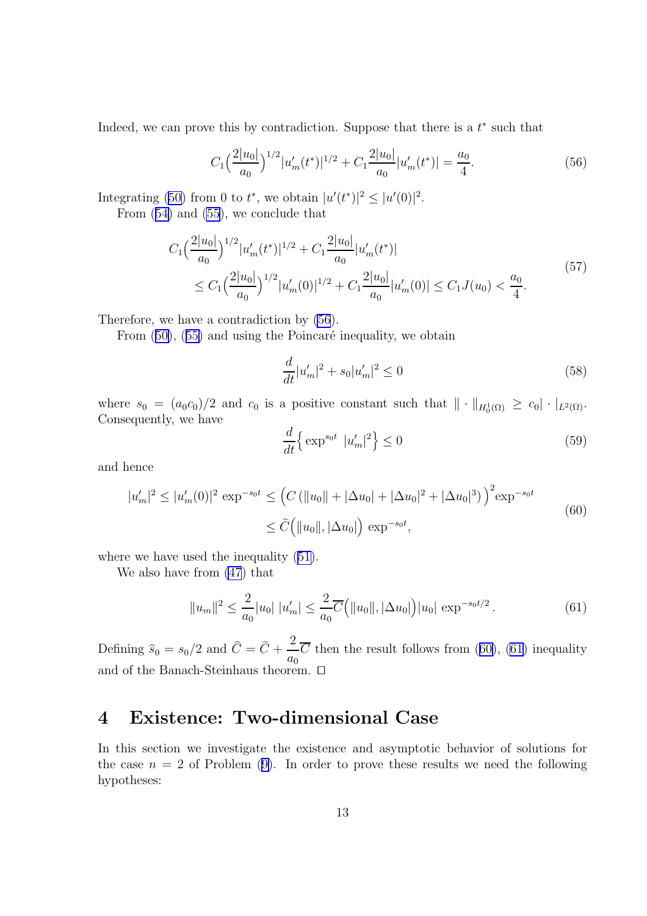Indeed, we can prove this by contradiction. Suppose that there is a $t^*$ such that

$$C_1\Big(\frac{2|u_0|}{a_0}\Big)^{1/2}|u_m'(t^*)|^{1/2} + C_1\frac{2|u_0|}{a_0}|u_m'(t^*)| = \frac{a_0}{4}. \tag{56}$$

Integrating (50) from 0 to $t^*$, we obtain $|u'(t^*)|^2 \le |u'(0)|^2$.

From (54) and (55), we conclude that

$$\begin{aligned} C_1&\Big(\frac{2|u_0|}{a_0}\Big)^{1/2}|u_m'(t^*)|^{1/2} + C_1\frac{2|u_0|}{a_0}|u_m'(t^*)| \\ &\le C_1\Big(\frac{2|u_0|}{a_0}\Big)^{1/2}|u_m'(0)|^{1/2} + C_1\frac{2|u_0|}{a_0}|u_m'(0)| \le C_1 J(u_0) < \frac{a_0}{4}. \end{aligned} \tag{57}$$

Therefore, we have a contradiction by (56).

From (50), (55) and using the Poincaré inequality, we obtain

$$\frac{d}{dt}|u_m'|^2 + s_0|u_m'|^2 \le 0 \tag{58}$$

where $s_0 = (a_0c_0)/2$ and $c_0$ is a positive constant such that $\|\cdot\|_{H_0^1(\Omega)} \ge c_0|\cdot|_{L^2(\Omega)}$. Consequently, we have

$$\frac{d}{dt}\Big\{\exp^{s_0t}\ |u_m'|^2\Big\} \le 0 \tag{59}$$

and hence

$$\begin{aligned} |u_m'|^2 \le |u_m'(0)|^2\ \exp^{-s_0t} &\le \Big(C\left(\|u_0\| + |\Delta u_0| + |\Delta u_0|^2 + |\Delta u_0|^3\right)\Big)^2 \exp^{-s_0t} \\ &\le \widetilde{C}\Big(\|u_0\|, |\Delta u_0|\Big)\ \exp^{-s_0t}, \end{aligned} \tag{60}$$

where we have used the inequality (51).

We also have from (47) that

$$\|u_m\|^2 \le \frac{2}{a_0}|u_0|\ |u_m'| \le \frac{2}{a_0}\overline{C}\Big(\|u_0\|, |\Delta u_0|\Big)|u_0|\ \exp^{-s_0t/2}. \tag{61}$$

Defining $\widehat{s}_0 = s_0/2$ and $\widehat{C} = \widetilde{C} + \dfrac{2}{a_0}\overline{C}$ then the result follows from (60), (61) inequality and of the Banach-Steinhaus theorem. $\square$

## 4 Existence: Two-dimensional Case

In this section we investigate the existence and asymptotic behavior of solutions for the case $n = 2$ of Problem (9). In order to prove these results we need the following hypotheses: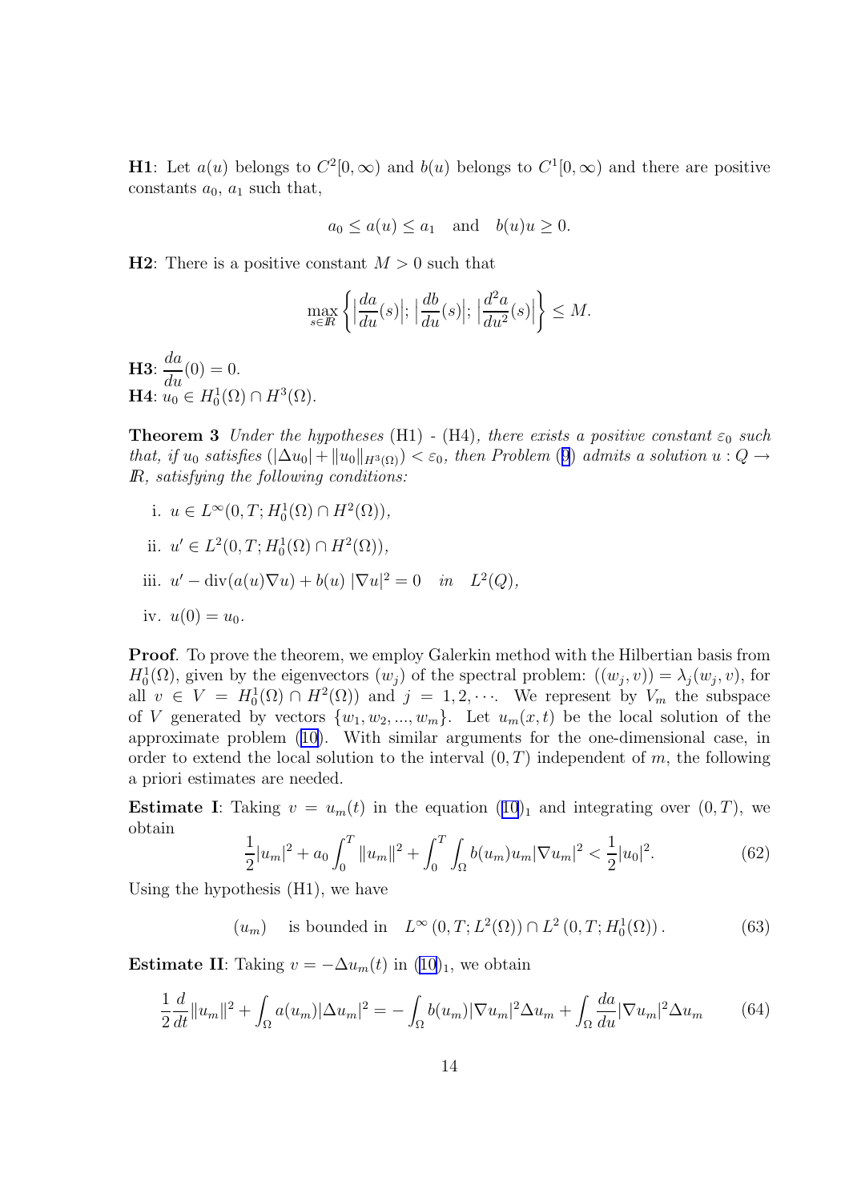**H1**: Let $a(u)$ belongs to $C^2[0,\infty)$ and $b(u)$ belongs to $C^1[0,\infty)$ and there are positive constants $a_0$, $a_1$ such that,

$$a_0 \le a(u) \le a_1 \quad \text{and} \quad b(u)u \ge 0.$$

**H2**: There is a positive constant $M > 0$ such that

$$\max_{s \in I\!R} \left\{ \left|\frac{da}{du}(s)\right|; \left|\frac{db}{du}(s)\right|; \left|\frac{d^2a}{du^2}(s)\right| \right\} \le M.$$

**H3**: $\dfrac{da}{du}(0) = 0$.
**H4**: $u_0 \in H_0^1(\Omega) \cap H^3(\Omega)$.

**Theorem 3** *Under the hypotheses* (H1) - (H4)*, there exists a positive constant $\varepsilon_0$ such that, if $u_0$ satisfies $(|\Delta u_0| + \|u_0\|_{H^3(\Omega)}) < \varepsilon_0$, then Problem* (9) *admits a solution $u : Q \to I\!R$, satisfying the following conditions:*

i. $u \in L^\infty(0,T; H_0^1(\Omega) \cap H^2(\Omega))$,

ii. $u' \in L^2(0,T; H_0^1(\Omega) \cap H^2(\Omega))$,

iii. $u' - \operatorname{div}(a(u)\nabla u) + b(u)\, |\nabla u|^2 = 0 \quad in \quad L^2(Q)$,

iv. $u(0) = u_0$.

**Proof**. To prove the theorem, we employ Galerkin method with the Hilbertian basis from $H_0^1(\Omega)$, given by the eigenvectors $(w_j)$ of the spectral problem: $((w_j, v)) = \lambda_j(w_j, v)$, for all $v \in V = H_0^1(\Omega) \cap H^2(\Omega)$ and $j = 1, 2, \cdots$. We represent by $V_m$ the subspace of $V$ generated by vectors $\{w_1, w_2, ..., w_m\}$. Let $u_m(x,t)$ be the local solution of the approximate problem (10). With similar arguments for the one-dimensional case, in order to extend the local solution to the interval $(0,T)$ independent of $m$, the following a priori estimates are needed.

**Estimate I**: Taking $v = u_m(t)$ in the equation $(10)_1$ and integrating over $(0,T)$, we obtain

$$\frac{1}{2}|u_m|^2 + a_0 \int_0^T \|u_m\|^2 + \int_0^T \int_\Omega b(u_m)u_m |\nabla u_m|^2 < \frac{1}{2}|u_0|^2. \tag{62}$$

Using the hypothesis (H1), we have

$$(u_m) \quad \text{is bounded in} \quad L^\infty\left(0,T; L^2(\Omega)\right) \cap L^2\left(0,T; H_0^1(\Omega)\right). \tag{63}$$

**Estimate II**: Taking $v = -\Delta u_m(t)$ in $(10)_1$, we obtain

$$\frac{1}{2}\frac{d}{dt}\|u_m\|^2 + \int_\Omega a(u_m)|\Delta u_m|^2 = -\int_\Omega b(u_m)|\nabla u_m|^2 \Delta u_m + \int_\Omega \frac{da}{du}|\nabla u_m|^2 \Delta u_m \tag{64}$$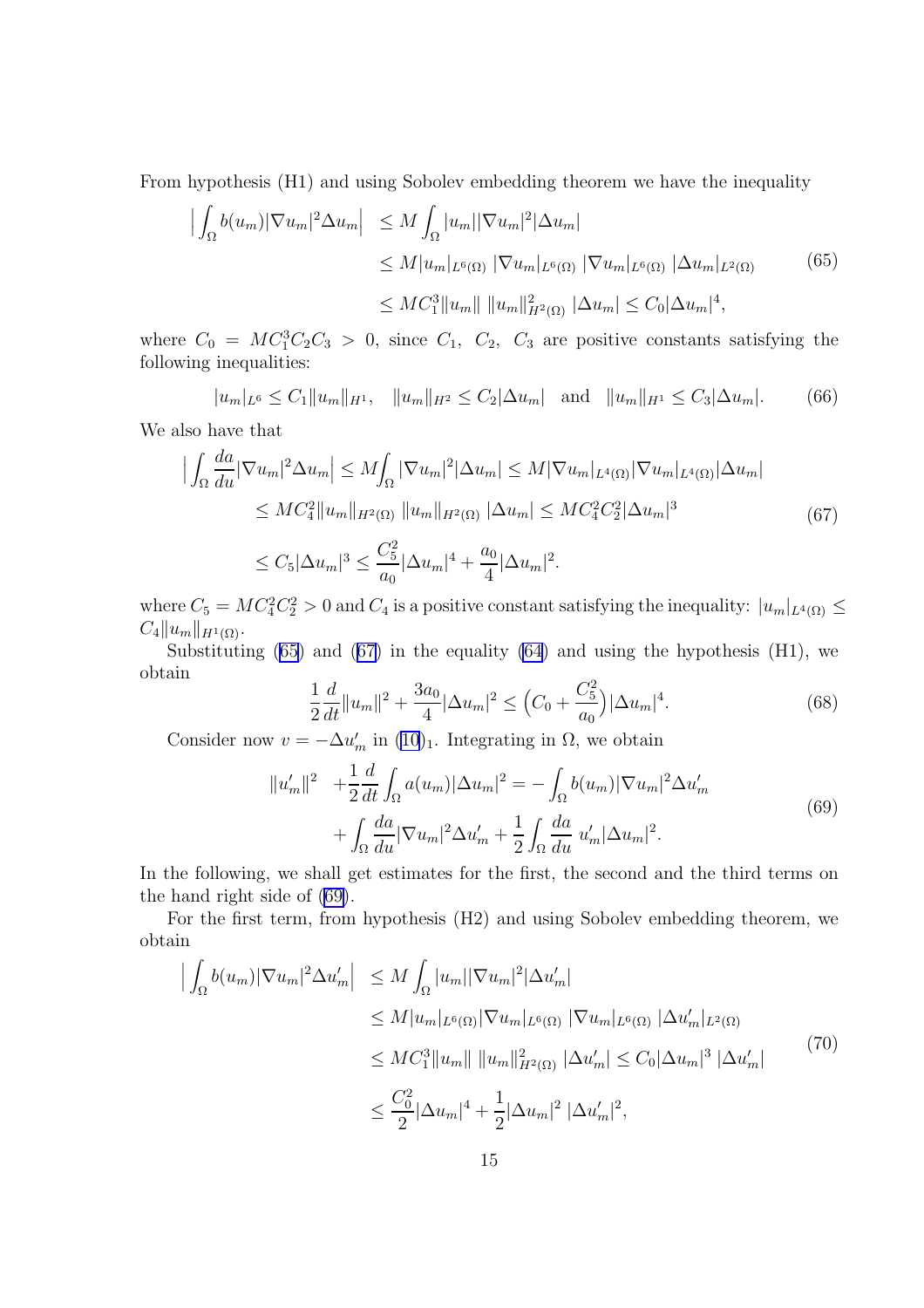From hypothesis (H1) and using Sobolev embedding theorem we have the inequality

$$
\begin{aligned}
\Big|\int_\Omega b(u_m)|\nabla u_m|^2 \Delta u_m\Big| \;&\le M\int_\Omega |u_m||\nabla u_m|^2|\Delta u_m| \\
&\le M|u_m|_{L^6(\Omega)}\,|\nabla u_m|_{L^6(\Omega)}\,|\nabla u_m|_{L^6(\Omega)}\,|\Delta u_m|_{L^2(\Omega)} \\
&\le MC_1^3\|u_m\|\,\|u_m\|^2_{H^2(\Omega)}\,|\Delta u_m| \le C_0|\Delta u_m|^4,
\end{aligned}
\tag{65}
$$

where $C_0 = MC_1^3C_2C_3 > 0$, since $C_1,\ C_2,\ C_3$ are positive constants satisfying the following inequalities:

$$
|u_m|_{L^6} \le C_1\|u_m\|_{H^1}, \quad \|u_m\|_{H^2} \le C_2|\Delta u_m| \quad \text{and} \quad \|u_m\|_{H^1} \le C_3|\Delta u_m|. \tag{66}
$$

We also have that

$$
\begin{aligned}
\Big|\int_\Omega \frac{da}{du}|\nabla u_m|^2\Delta u_m\Big| &\le M\!\int_\Omega |\nabla u_m|^2|\Delta u_m| \le M|\nabla u_m|_{L^4(\Omega)}|\nabla u_m|_{L^4(\Omega)}|\Delta u_m| \\
&\le MC_4^2\|u_m\|_{H^2(\Omega)}\,\|u_m\|_{H^2(\Omega)}\,|\Delta u_m| \le MC_4^2C_2^2|\Delta u_m|^3 \\
&\le C_5|\Delta u_m|^3 \le \frac{C_5^2}{a_0}|\Delta u_m|^4 + \frac{a_0}{4}|\Delta u_m|^2.
\end{aligned}
\tag{67}
$$

where $C_5 = MC_4^2C_2^2 > 0$ and $C_4$ is a positive constant satisfying the inequality: $|u_m|_{L^4(\Omega)} \le C_4\|u_m\|_{H^1(\Omega)}$.

Substituting (65) and (67) in the equality (64) and using the hypothesis (H1), we obtain

$$
\frac{1}{2}\frac{d}{dt}\|u_m\|^2 + \frac{3a_0}{4}|\Delta u_m|^2 \le \Big(C_0 + \frac{C_5^2}{a_0}\Big)|\Delta u_m|^4. \tag{68}
$$

Consider now $v = -\Delta u_m'$ in $(10)_1$. Integrating in $\Omega$, we obtain

$$
\begin{aligned}
\|u_m'\|^2 \;&+\frac{1}{2}\frac{d}{dt}\int_\Omega a(u_m)|\Delta u_m|^2 = -\int_\Omega b(u_m)|\nabla u_m|^2\Delta u_m' \\
&+\int_\Omega \frac{da}{du}|\nabla u_m|^2\Delta u_m' + \frac{1}{2}\int_\Omega \frac{da}{du}\,u_m'|\Delta u_m|^2.
\end{aligned}
\tag{69}
$$

In the following, we shall get estimates for the first, the second and the third terms on the hand right side of (69).

For the first term, from hypothesis (H2) and using Sobolev embedding theorem, we obtain

$$
\begin{aligned}
\Big|\int_\Omega b(u_m)|\nabla u_m|^2\Delta u_m'\Big| \;&\le M\int_\Omega |u_m||\nabla u_m|^2|\Delta u_m'| \\
&\le M|u_m|_{L^6(\Omega)}|\nabla u_m|_{L^6(\Omega)}\,|\nabla u_m|_{L^6(\Omega)}\,|\Delta u_m'|_{L^2(\Omega)} \\
&\le MC_1^3\|u_m\|\,\|u_m\|^2_{H^2(\Omega)}\,|\Delta u_m'| \le C_0|\Delta u_m|^3\,|\Delta u_m'| \\
&\le \frac{C_0^2}{2}|\Delta u_m|^4 + \frac{1}{2}|\Delta u_m|^2\,|\Delta u_m'|^2,
\end{aligned}
\tag{70}
$$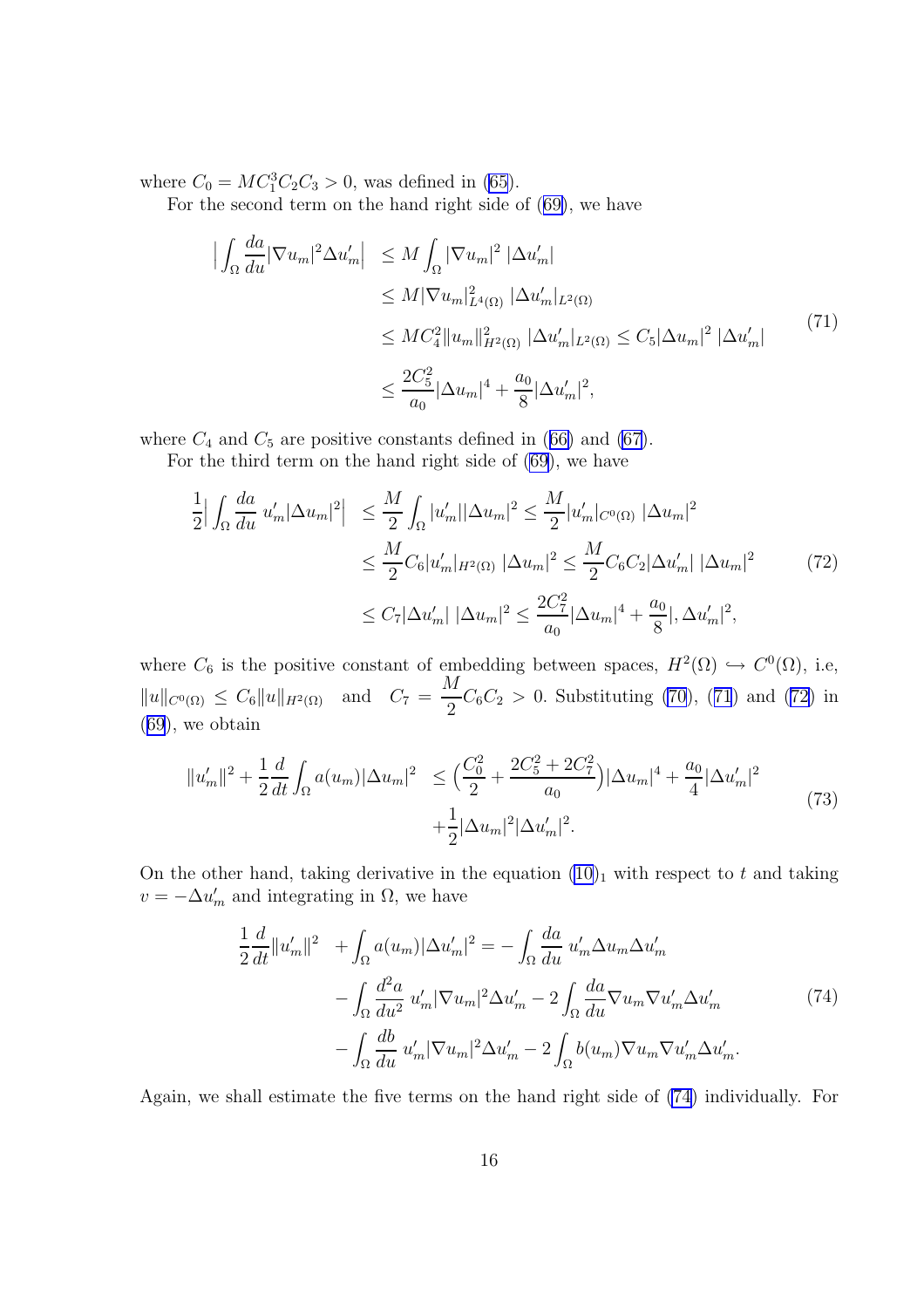where $C_0 = MC_1^3C_2C_3 > 0$, was defined in (65).

For the second term on the hand right side of (69), we have

$$
\begin{aligned}
\Big|\int_\Omega \frac{da}{du}|\nabla u_m|^2\Delta u_m'\Big| &\leq M\int_\Omega |\nabla u_m|^2\,|\Delta u_m'| \\
&\leq M|\nabla u_m|^2_{L^4(\Omega)}\,|\Delta u_m'|_{L^2(\Omega)} \\
&\leq MC_4^2\|u_m\|^2_{H^2(\Omega)}\,|\Delta u_m'|_{L^2(\Omega)} \leq C_5|\Delta u_m|^2\,|\Delta u_m'| \\
&\leq \frac{2C_5^2}{a_0}|\Delta u_m|^4 + \frac{a_0}{8}|\Delta u_m'|^2,
\end{aligned}
\tag{71}
$$

where $C_4$ and $C_5$ are positive constants defined in (66) and (67).

For the third term on the hand right side of (69), we have

$$
\begin{aligned}
\frac{1}{2}\Big|\int_\Omega \frac{da}{du}\,u_m'|\Delta u_m|^2\Big| &\leq \frac{M}{2}\int_\Omega |u_m'||\Delta u_m|^2 \leq \frac{M}{2}|u_m'|_{C^0(\Omega)}\,|\Delta u_m|^2 \\
&\leq \frac{M}{2}C_6|u_m'|_{H^2(\Omega)}\,|\Delta u_m|^2 \leq \frac{M}{2}C_6C_2|\Delta u_m'|\,|\Delta u_m|^2 \\
&\leq C_7|\Delta u_m'|\,|\Delta u_m|^2 \leq \frac{2C_7^2}{a_0}|\Delta u_m|^4 + \frac{a_0}{8}|,\Delta u_m'|^2,
\end{aligned}
\tag{72}
$$

where $C_6$ is the positive constant of embedding between spaces, $H^2(\Omega) \hookrightarrow C^0(\Omega)$, i.e, $\|u\|_{C^0(\Omega)} \leq C_6\|u\|_{H^2(\Omega)}$ and $C_7 = \dfrac{M}{2}C_6C_2 > 0$. Substituting (70), (71) and (72) in (69), we obtain

$$
\begin{aligned}
\|u_m'\|^2 + \frac{1}{2}\frac{d}{dt}\int_\Omega a(u_m)|\Delta u_m|^2 &\leq \Big(\frac{C_0^2}{2} + \frac{2C_5^2 + 2C_7^2}{a_0}\Big)|\Delta u_m|^4 + \frac{a_0}{4}|\Delta u_m'|^2 \\
&\quad + \frac{1}{2}|\Delta u_m|^2|\Delta u_m'|^2.
\end{aligned}
\tag{73}
$$

On the other hand, taking derivative in the equation $(10)_1$ with respect to $t$ and taking $v = -\Delta u_m'$ and integrating in $\Omega$, we have

$$
\begin{aligned}
\frac{1}{2}\frac{d}{dt}\|u_m'\|^2 &+ \int_\Omega a(u_m)|\Delta u_m'|^2 = -\int_\Omega \frac{da}{du}\,u_m'\Delta u_m\Delta u_m' \\
&- \int_\Omega \frac{d^2a}{du^2}\,u_m'|\nabla u_m|^2\Delta u_m' - 2\int_\Omega \frac{da}{du}\nabla u_m\nabla u_m'\Delta u_m' \\
&- \int_\Omega \frac{db}{du}\,u_m'|\nabla u_m|^2\Delta u_m' - 2\int_\Omega b(u_m)\nabla u_m\nabla u_m'\Delta u_m'.
\end{aligned}
\tag{74}
$$

Again, we shall estimate the five terms on the hand right side of (74) individually. For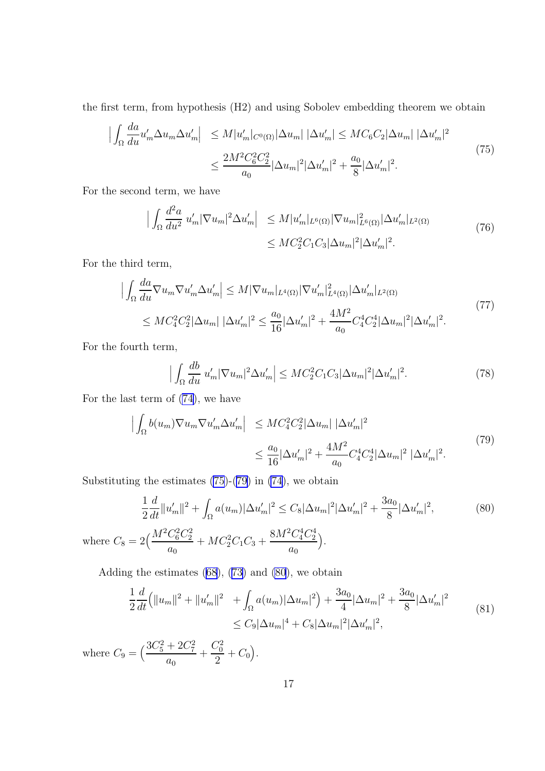the first term, from hypothesis (H2) and using Sobolev embedding theorem we obtain

$$
\begin{aligned}
\Big|\int_\Omega \frac{da}{du} u_m' \Delta u_m \Delta u_m'\Big| &\leq M|u_m'|_{C^0(\Omega)}|\Delta u_m|\;|\Delta u_m'| \leq MC_6C_2|\Delta u_m|\;|\Delta u_m'|^2 \\
&\leq \frac{2M^2C_6^2C_2^2}{a_0}|\Delta u_m|^2|\Delta u_m'|^2 + \frac{a_0}{8}|\Delta u_m'|^2.
\end{aligned}
\tag{75}
$$

For the second term, we have

$$
\begin{aligned}
\Big|\int_\Omega \frac{d^2a}{du^2}\; u_m'|\nabla u_m|^2\Delta u_m'\Big| &\leq M|u_m'|_{L^6(\Omega)}|\nabla u_m|^2_{L^6(\Omega)}|\Delta u_m'|_{L^2(\Omega)} \\
&\leq MC_2^2C_1C_3|\Delta u_m|^2|\Delta u_m'|^2.
\end{aligned}
\tag{76}
$$

For the third term,

$$
\begin{aligned}
&\Big|\int_\Omega \frac{da}{du}\nabla u_m\nabla u_m'\Delta u_m'\Big| \leq M|\nabla u_m|_{L^4(\Omega)}|\nabla u_m'|^2_{L^4(\Omega)}|\Delta u_m'|_{L^2(\Omega)} \\
&\leq MC_4^2C_2^2|\Delta u_m|\;|\Delta u_m'|^2 \leq \frac{a_0}{16}|\Delta u_m'|^2 + \frac{4M^2}{a_0}C_4^4C_2^4|\Delta u_m|^2|\Delta u_m'|^2.
\end{aligned}
\tag{77}
$$

For the fourth term,

$$
\Big|\int_\Omega \frac{db}{du}\; u_m'|\nabla u_m|^2\Delta u_m'\Big| \leq MC_2^2C_1C_3|\Delta u_m|^2|\Delta u_m'|^2.
\tag{78}
$$

For the last term of (74), we have

$$
\begin{aligned}
\Big|\int_\Omega b(u_m)\nabla u_m\nabla u_m'\Delta u_m'\Big| &\leq MC_4^2C_2^2|\Delta u_m|\;|\Delta u_m'|^2 \\
&\leq \frac{a_0}{16}|\Delta u_m'|^2 + \frac{4M^2}{a_0}C_4^4C_2^4|\Delta u_m|^2\;|\Delta u_m'|^2.
\end{aligned}
\tag{79}
$$

Substituting the estimates (75)-(79) in (74), we obtain

$$
\frac{1}{2}\frac{d}{dt}\|u_m'\|^2 + \int_\Omega a(u_m)|\Delta u_m'|^2 \leq C_8|\Delta u_m|^2|\Delta u_m'|^2 + \frac{3a_0}{8}|\Delta u_m'|^2,
\tag{80}
$$

where $C_8 = 2\Big(\dfrac{M^2C_6^2C_2^2}{a_0} + MC_2^2C_1C_3 + \dfrac{8M^2C_4^4C_2^4}{a_0}\Big)$.

Adding the estimates (68), (73) and (80), we obtain

$$
\begin{aligned}
\frac{1}{2}\frac{d}{dt}\Big(\|u_m\|^2 + \|u_m'\|^2 \;\; + \int_\Omega a(u_m)|\Delta u_m|^2\Big) + \frac{3a_0}{4}|\Delta u_m|^2 + \frac{3a_0}{8}|\Delta u_m'|^2 \\
\leq C_9|\Delta u_m|^4 + C_8|\Delta u_m|^2|\Delta u_m'|^2,
\end{aligned}
\tag{81}
$$

where $C_9 = \Big(\dfrac{3C_5^2 + 2C_7^2}{a_0} + \dfrac{C_0^2}{2} + C_0\Big)$.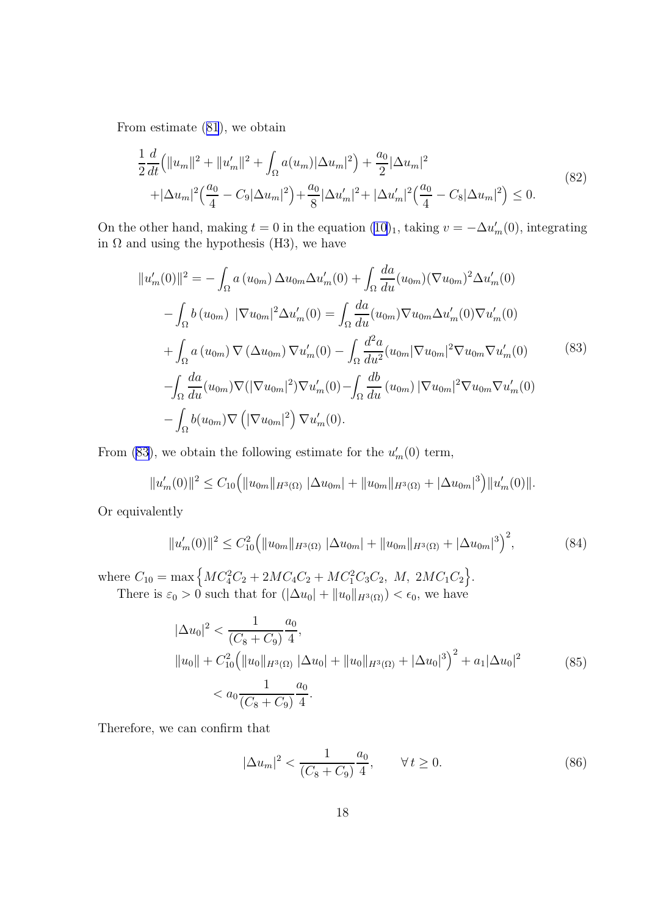From estimate (81), we obtain

$$
\begin{aligned}
&\frac{1}{2}\frac{d}{dt}\Big(\|u_m\|^2 + \|u_m'\|^2 + \int_\Omega a(u_m)|\Delta u_m|^2\Big) + \frac{a_0}{2}|\Delta u_m|^2 \\
&+|\Delta u_m|^2\Big(\frac{a_0}{4} - C_9|\Delta u_m|^2\Big) + \frac{a_0}{8}|\Delta u_m'|^2 + |\Delta u_m'|^2\Big(\frac{a_0}{4} - C_8|\Delta u_m|^2\Big) \le 0.
\end{aligned} \tag{82}
$$

On the other hand, making $t = 0$ in the equation $(10)_1$, taking $v = -\Delta u_m'(0)$, integrating in $\Omega$ and using the hypothesis (H3), we have

$$
\begin{aligned}
\|u_m'(0)\|^2 &= -\int_\Omega a\left(u_{0m}\right) \Delta u_{0m} \Delta u_m'(0) + \int_\Omega \frac{da}{du}(u_{0m})(\nabla u_{0m})^2 \Delta u_m'(0) \\
&-\int_\Omega b\left(u_{0m}\right)\ |\nabla u_{0m}|^2 \Delta u_m'(0) = \int_\Omega \frac{da}{du}(u_{0m})\nabla u_{0m}\Delta u_m'(0)\nabla u_m'(0) \\
&+\int_\Omega a\left(u_{0m}\right) \nabla\left(\Delta u_{0m}\right) \nabla u_m'(0) - \int_\Omega \frac{d^2a}{du^2}(u_{0m}|\nabla u_{0m}|^2 \nabla u_{0m} \nabla u_m'(0) \\
&-\int_\Omega \frac{da}{du}(u_{0m})\nabla(|\nabla u_{0m}|^2)\nabla u_m'(0) - \int_\Omega \frac{db}{du}\left(u_{0m}\right)|\nabla u_{0m}|^2 \nabla u_{0m}\nabla u_m'(0) \\
&-\int_\Omega b(u_{0m})\nabla\left(|\nabla u_{0m}|^2\right)\nabla u_m'(0).
\end{aligned} \tag{83}
$$

From (83), we obtain the following estimate for the $u_m'(0)$ term,

$$
\|u_m'(0)\|^2 \le C_{10}\Big(\|u_{0m}\|_{H^3(\Omega)}\ |\Delta u_{0m}| + \|u_{0m}\|_{H^3(\Omega)} + |\Delta u_{0m}|^3\Big)\|u_m'(0)\|.
$$

Or equivalently

$$
\|u_m'(0)\|^2 \le C_{10}^2\Big(\|u_{0m}\|_{H^3(\Omega)}\ |\Delta u_{0m}| + \|u_{0m}\|_{H^3(\Omega)} + |\Delta u_{0m}|^3\Big)^2, \tag{84}
$$

where $C_{10} = \max\Big\{MC_4^2C_2 + 2MC_4C_2 + MC_1^2C_3C_2,\ M,\ 2MC_1C_2\Big\}$.

There is $\varepsilon_0 > 0$ such that for $(|\Delta u_0| + \|u_0\|_{H^3(\Omega)}) < \epsilon_0$, we have

$$
\begin{aligned}
&|\Delta u_0|^2 < \frac{1}{(C_8+C_9)}\frac{a_0}{4}, \\
&\|u_0\| + C_{10}^2\Big(\|u_0\|_{H^3(\Omega)}\ |\Delta u_0| + \|u_0\|_{H^3(\Omega)} + |\Delta u_0|^3\Big)^2 + a_1|\Delta u_0|^2 \\
&\qquad < a_0\frac{1}{(C_8+C_9)}\frac{a_0}{4}.
\end{aligned} \tag{85}
$$

Therefore, we can confirm that

$$
|\Delta u_m|^2 < \frac{1}{(C_8+C_9)}\frac{a_0}{4}, \qquad \forall\, t \ge 0. \tag{86}
$$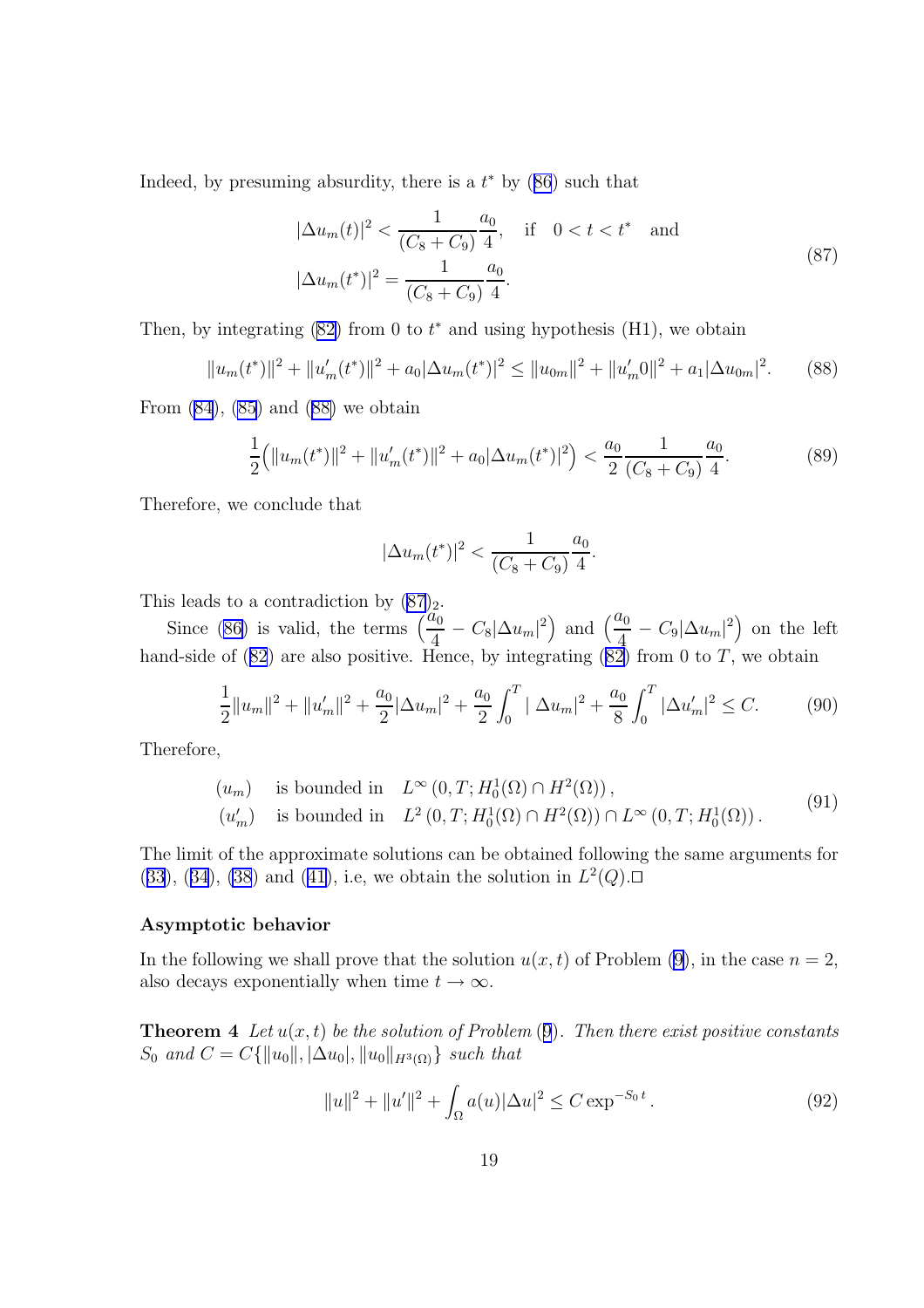Indeed, by presuming absurdity, there is a $t^*$ by (86) such that

$$
\begin{aligned}
&|\Delta u_m(t)|^2 < \frac{1}{(C_8 + C_9)} \frac{a_0}{4}, \quad \text{if} \quad 0 < t < t^* \quad \text{and} \\
&|\Delta u_m(t^*)|^2 = \frac{1}{(C_8 + C_9)} \frac{a_0}{4}.
\end{aligned} \tag{87}
$$

Then, by integrating (82) from 0 to $t^*$ and using hypothesis (H1), we obtain

$$
\|u_m(t^*)\|^2 + \|u_m'(t^*)\|^2 + a_0 |\Delta u_m(t^*)|^2 \leq \|u_{0m}\|^2 + \|u_m' 0\|^2 + a_1 |\Delta u_{0m}|^2. \tag{88}
$$

From (84), (85) and (88) we obtain

$$
\frac{1}{2}\Big(\|u_m(t^*)\|^2 + \|u_m'(t^*)\|^2 + a_0 |\Delta u_m(t^*)|^2\Big) < \frac{a_0}{2} \frac{1}{(C_8 + C_9)} \frac{a_0}{4}. \tag{89}
$$

Therefore, we conclude that

$$
|\Delta u_m(t^*)|^2 < \frac{1}{(C_8 + C_9)} \frac{a_0}{4}.
$$

This leads to a contradiction by $(87)_2$.

Since (86) is valid, the terms $\Big(\frac{a_0}{4} - C_8 |\Delta u_m|^2\Big)$ and $\Big(\frac{a_0}{4} - C_9 |\Delta u_m|^2\Big)$ on the left hand-side of (82) are also positive. Hence, by integrating (82) from 0 to $T$, we obtain

$$
\frac{1}{2}\|u_m\|^2 + \|u_m'\|^2 + \frac{a_0}{2}|\Delta u_m|^2 + \frac{a_0}{2}\int_0^T |\ \Delta u_m|^2 + \frac{a_0}{8}\int_0^T |\Delta u_m'|^2 \leq C. \tag{90}
$$

Therefore,

$$
\begin{aligned}
&(u_m) \quad \text{is bounded in} \quad L^\infty\left(0, T; H_0^1(\Omega) \cap H^2(\Omega)\right), \\
&(u_m') \quad \text{is bounded in} \quad L^2\left(0, T; H_0^1(\Omega) \cap H^2(\Omega)\right) \cap L^\infty\left(0, T; H_0^1(\Omega)\right).
\end{aligned} \tag{91}
$$

The limit of the approximate solutions can be obtained following the same arguments for (33), (34), (38) and (41), i.e, we obtain the solution in $L^2(Q)$.□

**Asymptotic behavior**

In the following we shall prove that the solution $u(x,t)$ of Problem (9), in the case $n = 2$, also decays exponentially when time $t \to \infty$.

**Theorem 4** *Let $u(x,t)$ be the solution of Problem (9). Then there exist positive constants $S_0$ and $C = C\{\|u_0\|, |\Delta u_0|, \|u_0\|_{H^3(\Omega)}\}$ such that*

$$
\|u\|^2 + \|u'\|^2 + \int_\Omega a(u)|\Delta u|^2 \leq C \exp^{-S_0 t}. \tag{92}
$$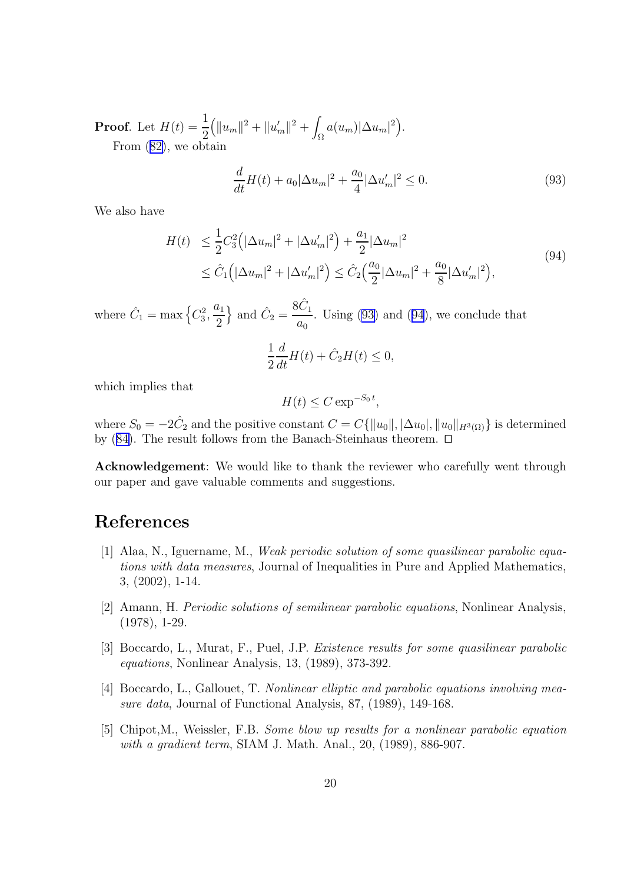**Proof**. Let $H(t) = \dfrac{1}{2}\Big(\|u_m\|^2 + \|u'_m\|^2 + \int_\Omega a(u_m)|\Delta u_m|^2\Big)$.

From (82), we obtain

$$\frac{d}{dt}H(t) + a_0|\Delta u_m|^2 + \frac{a_0}{4}|\Delta u'_m|^2 \leq 0. \tag{93}$$

We also have

$$\begin{aligned} H(t) &\leq \frac{1}{2}C_3^2\Big(|\Delta u_m|^2 + |\Delta u'_m|^2\Big) + \frac{a_1}{2}|\Delta u_m|^2 \\ &\leq \hat{C}_1\Big(|\Delta u_m|^2 + |\Delta u'_m|^2\Big) \leq \hat{C}_2\Big(\frac{a_0}{2}|\Delta u_m|^2 + \frac{a_0}{8}|\Delta u'_m|^2\Big), \end{aligned} \tag{94}$$

where $\hat{C}_1 = \max\Big\{C_3^2, \dfrac{a_1}{2}\Big\}$ and $\hat{C}_2 = \dfrac{8\hat{C}_1}{a_0}$. Using (93) and (94), we conclude that

$$\frac{1}{2}\frac{d}{dt}H(t) + \hat{C}_2 H(t) \leq 0,$$

which implies that

$$H(t) \leq C\exp^{-S_0 t},$$

where $S_0 = -2\hat{C}_2$ and the positive constant $C = C\{\|u_0\|, |\Delta u_0|, \|u_0\|_{H^3(\Omega)}\}$ is determined by (84). The result follows from the Banach-Steinhaus theorem. $\square$

**Acknowledgement**: We would like to thank the reviewer who carefully went through our paper and gave valuable comments and suggestions.

# References

[1] Alaa, N., Iguername, M., *Weak periodic solution of some quasilinear parabolic equations with data measures*, Journal of Inequalities in Pure and Applied Mathematics, 3, (2002), 1-14.

[2] Amann, H. *Periodic solutions of semilinear parabolic equations*, Nonlinear Analysis, (1978), 1-29.

[3] Boccardo, L., Murat, F., Puel, J.P. *Existence results for some quasilinear parabolic equations*, Nonlinear Analysis, 13, (1989), 373-392.

[4] Boccardo, L., Gallouet, T. *Nonlinear elliptic and parabolic equations involving measure data*, Journal of Functional Analysis, 87, (1989), 149-168.

[5] Chipot,M., Weissler, F.B. *Some blow up results for a nonlinear parabolic equation with a gradient term*, SIAM J. Math. Anal., 20, (1989), 886-907.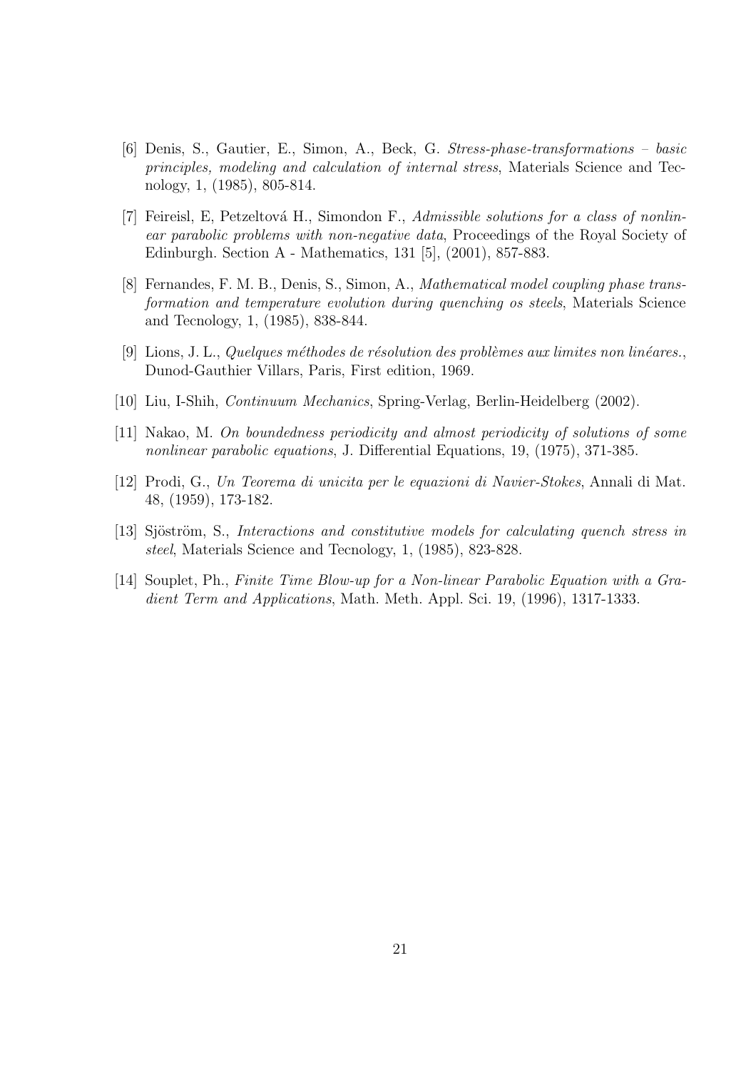[6] Denis, S., Gautier, E., Simon, A., Beck, G. *Stress-phase-transformations – basic principles, modeling and calculation of internal stress*, Materials Science and Tecnology, 1, (1985), 805-814.

[7] Feireisl, E, Petzeltová H., Simondon F., *Admissible solutions for a class of nonlinear parabolic problems with non-negative data*, Proceedings of the Royal Society of Edinburgh. Section A - Mathematics, 131 [5], (2001), 857-883.

[8] Fernandes, F. M. B., Denis, S., Simon, A., *Mathematical model coupling phase transformation and temperature evolution during quenching os steels*, Materials Science and Tecnology, 1, (1985), 838-844.

[9] Lions, J. L., *Quelques méthodes de résolution des problèmes aux limites non linéares.*, Dunod-Gauthier Villars, Paris, First edition, 1969.

[10] Liu, I-Shih, *Continuum Mechanics*, Spring-Verlag, Berlin-Heidelberg (2002).

[11] Nakao, M. *On boundedness periodicity and almost periodicity of solutions of some nonlinear parabolic equations*, J. Differential Equations, 19, (1975), 371-385.

[12] Prodi, G., *Un Teorema di unicita per le equazioni di Navier-Stokes*, Annali di Mat. 48, (1959), 173-182.

[13] Sjöström, S., *Interactions and constitutive models for calculating quench stress in steel*, Materials Science and Tecnology, 1, (1985), 823-828.

[14] Souplet, Ph., *Finite Time Blow-up for a Non-linear Parabolic Equation with a Gradient Term and Applications*, Math. Meth. Appl. Sci. 19, (1996), 1317-1333.